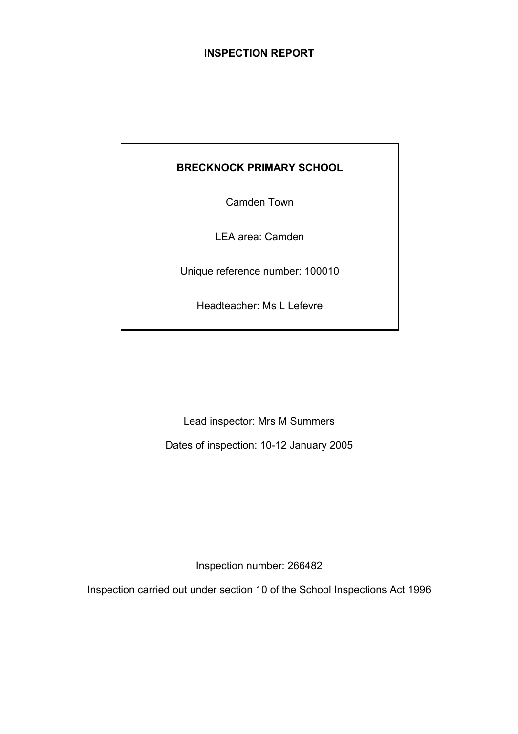# INSPECTION REPORT

**BRECKNOCK PRIMARY SCHOOL**

Camden Town

LEA area: Camden

Unique reference number: 100010

Headteacher: Ms L Lefevre

Lead inspector: Mrs M Summers

Dates of inspection: 10-12 January 2005

Inspection number: 266482

Inspection carried out under section 10 of the School Inspections Act 1996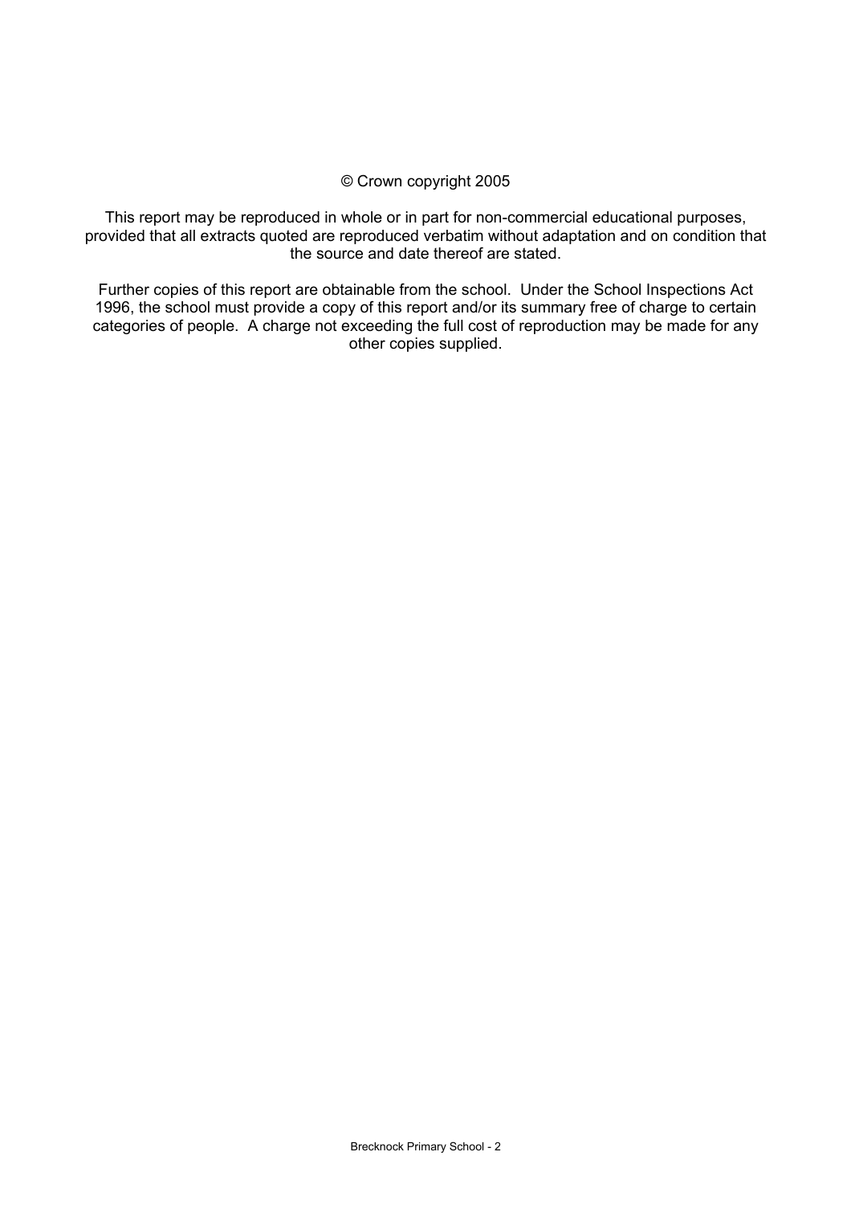© Crown copyright 2005

This report may be reproduced in whole or in part for non-commercial educational purposes, provided that all extracts quoted are reproduced verbatim without adaptation and on condition that the source and date thereof are stated.

Further copies of this report are obtainable from the school. Under the School Inspections Act 1996, the school must provide a copy of this report and/or its summary free of charge to certain categories of people. A charge not exceeding the full cost of reproduction may be made for any other copies supplied.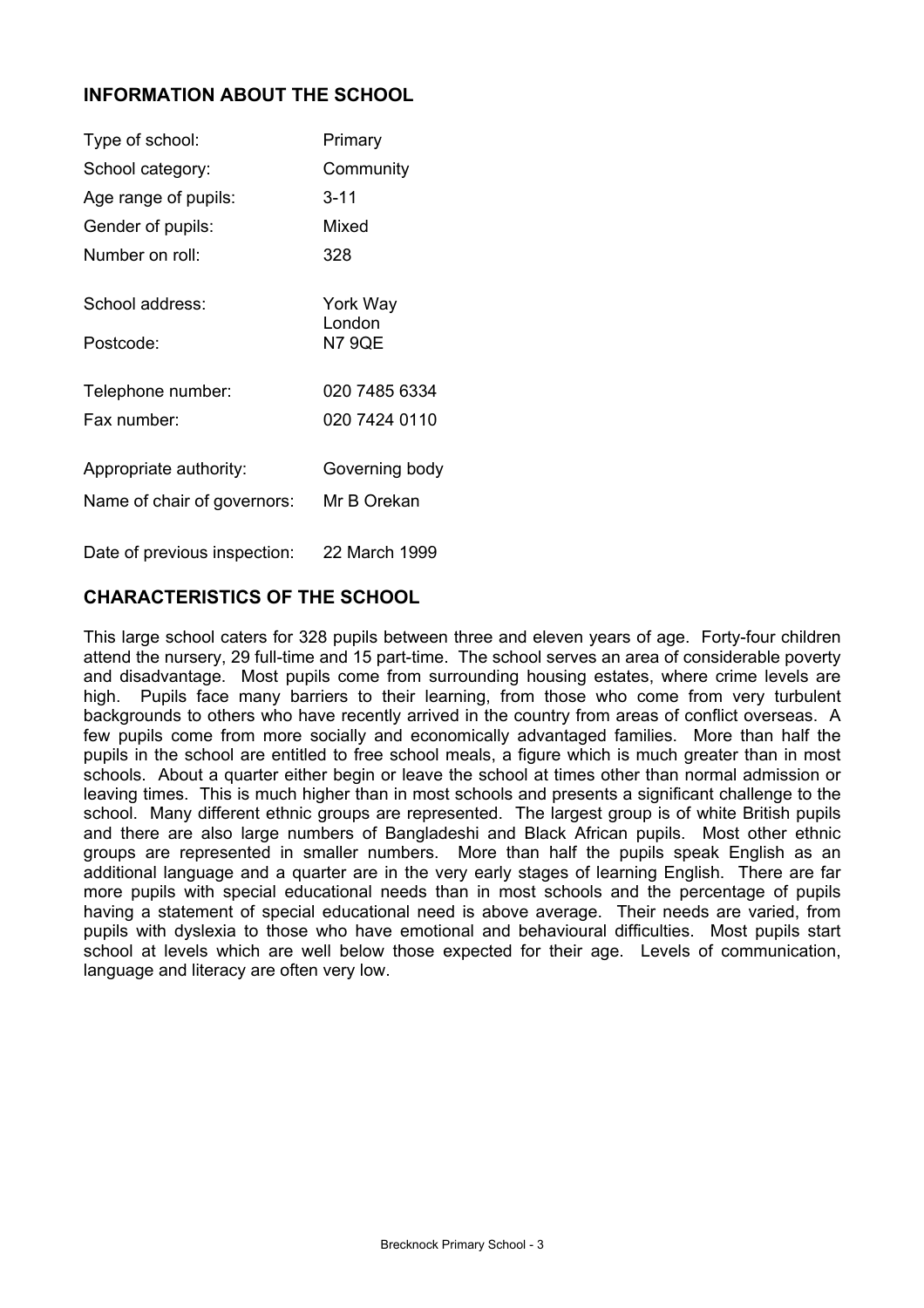## INFORMATION ABOUT THE SCHOOL

| | |
|---|---|
| Type of school: | Primary |
| School category: | Community |
| Age range of pupils: | 3-11 |
| Gender of pupils: | Mixed |
| Number on roll: | 328 |
| School address: | York Way<br>London |
| Postcode: | N7 9QE |
| Telephone number: | 020 7485 6334 |
| Fax number: | 020 7424 0110 |
| Appropriate authority: | Governing body |
| Name of chair of governors: | Mr B Orekan |
| Date of previous inspection: | 22 March 1999 |

## CHARACTERISTICS OF THE SCHOOL

This large school caters for 328 pupils between three and eleven years of age. Forty-four children attend the nursery, 29 full-time and 15 part-time. The school serves an area of considerable poverty and disadvantage. Most pupils come from surrounding housing estates, where crime levels are high. Pupils face many barriers to their learning, from those who come from very turbulent backgrounds to others who have recently arrived in the country from areas of conflict overseas. A few pupils come from more socially and economically advantaged families. More than half the pupils in the school are entitled to free school meals, a figure which is much greater than in most schools. About a quarter either begin or leave the school at times other than normal admission or leaving times. This is much higher than in most schools and presents a significant challenge to the school. Many different ethnic groups are represented. The largest group is of white British pupils and there are also large numbers of Bangladeshi and Black African pupils. Most other ethnic groups are represented in smaller numbers. More than half the pupils speak English as an additional language and a quarter are in the very early stages of learning English. There are far more pupils with special educational needs than in most schools and the percentage of pupils having a statement of special educational need is above average. Their needs are varied, from pupils with dyslexia to those who have emotional and behavioural difficulties. Most pupils start school at levels which are well below those expected for their age. Levels of communication, language and literacy are often very low.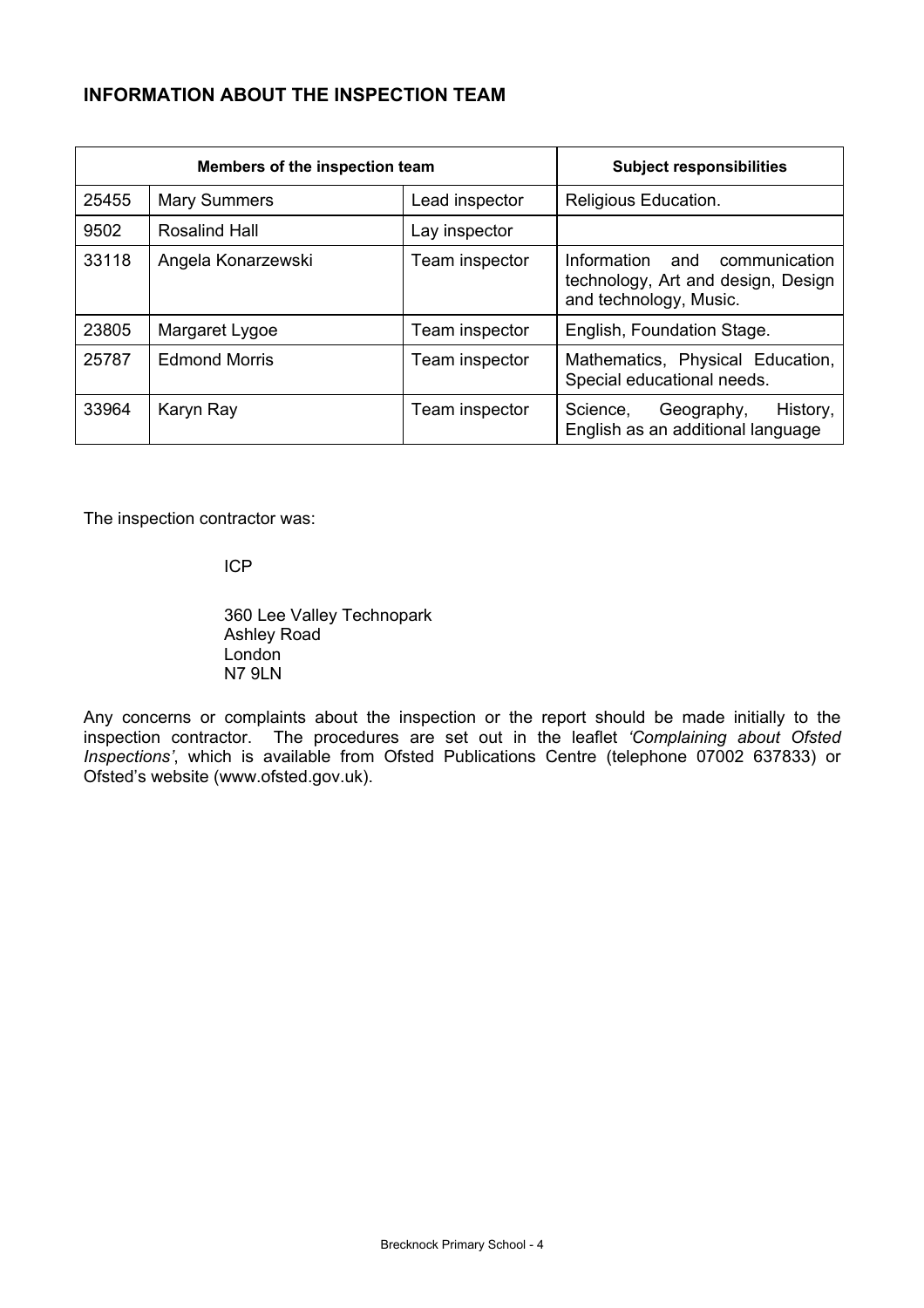## INFORMATION ABOUT THE INSPECTION TEAM

| Members of the inspection team | | | Subject responsibilities |
|---|---|---|---|
| 25455 | Mary Summers | Lead inspector | Religious Education. |
| 9502 | Rosalind Hall | Lay inspector | |
| 33118 | Angela Konarzewski | Team inspector | Information and communication technology, Art and design, Design and technology, Music. |
| 23805 | Margaret Lygoe | Team inspector | English, Foundation Stage. |
| 25787 | Edmond Morris | Team inspector | Mathematics, Physical Education, Special educational needs. |
| 33964 | Karyn Ray | Team inspector | Science, Geography, History, English as an additional language |

The inspection contractor was:

ICP

360 Lee Valley Technopark
Ashley Road
London
N7 9LN

Any concerns or complaints about the inspection or the report should be made initially to the inspection contractor. The procedures are set out in the leaflet *'Complaining about Ofsted Inspections'*, which is available from Ofsted Publications Centre (telephone 07002 637833) or Ofsted's website (www.ofsted.gov.uk).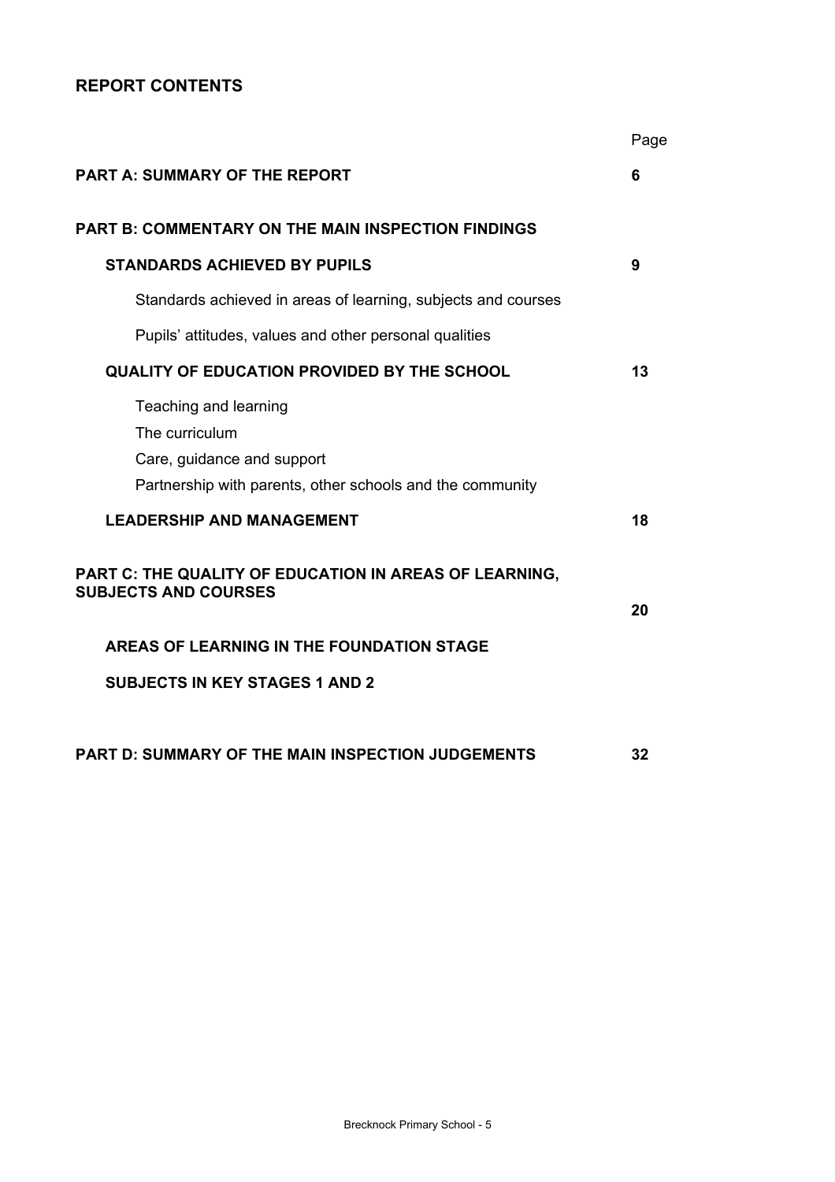## REPORT CONTENTS

| | Page |
|---|---|
| **PART A: SUMMARY OF THE REPORT** | **6** |
| **PART B: COMMENTARY ON THE MAIN INSPECTION FINDINGS** | |
| **STANDARDS ACHIEVED BY PUPILS** | **9** |
| Standards achieved in areas of learning, subjects and courses | |
| Pupils' attitudes, values and other personal qualities | |
| **QUALITY OF EDUCATION PROVIDED BY THE SCHOOL** | **13** |
| Teaching and learning | |
| The curriculum | |
| Care, guidance and support | |
| Partnership with parents, other schools and the community | |
| **LEADERSHIP AND MANAGEMENT** | **18** |
| **PART C: THE QUALITY OF EDUCATION IN AREAS OF LEARNING, SUBJECTS AND COURSES** | **20** |
| **AREAS OF LEARNING IN THE FOUNDATION STAGE** | |
| **SUBJECTS IN KEY STAGES 1 AND 2** | |
| **PART D: SUMMARY OF THE MAIN INSPECTION JUDGEMENTS** | **32** |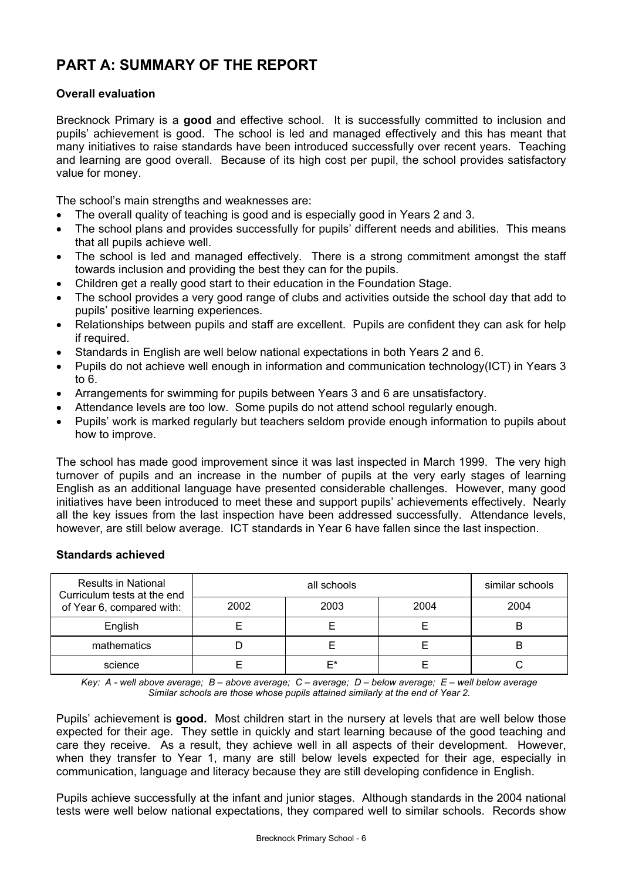# PART A: SUMMARY OF THE REPORT

### Overall evaluation

Brecknock Primary is a **good** and effective school. It is successfully committed to inclusion and pupils' achievement is good. The school is led and managed effectively and this has meant that many initiatives to raise standards have been introduced successfully over recent years. Teaching and learning are good overall. Because of its high cost per pupil, the school provides satisfactory value for money.

The school's main strengths and weaknesses are:

- The overall quality of teaching is good and is especially good in Years 2 and 3.
- The school plans and provides successfully for pupils' different needs and abilities. This means that all pupils achieve well.
- The school is led and managed effectively. There is a strong commitment amongst the staff towards inclusion and providing the best they can for the pupils.
- Children get a really good start to their education in the Foundation Stage.
- The school provides a very good range of clubs and activities outside the school day that add to pupils' positive learning experiences.
- Relationships between pupils and staff are excellent. Pupils are confident they can ask for help if required.
- Standards in English are well below national expectations in both Years 2 and 6.
- Pupils do not achieve well enough in information and communication technology(ICT) in Years 3 to 6.
- Arrangements for swimming for pupils between Years 3 and 6 are unsatisfactory.
- Attendance levels are too low. Some pupils do not attend school regularly enough.
- Pupils' work is marked regularly but teachers seldom provide enough information to pupils about how to improve.

The school has made good improvement since it was last inspected in March 1999. The very high turnover of pupils and an increase in the number of pupils at the very early stages of learning English as an additional language have presented considerable challenges. However, many good initiatives have been introduced to meet these and support pupils' achievements effectively. Nearly all the key issues from the last inspection have been addressed successfully. Attendance levels, however, are still below average. ICT standards in Year 6 have fallen since the last inspection.

### Standards achieved

| Results in National Curriculum tests at the end of Year 6, compared with: | all schools | | | similar schools |
|---|---|---|---|---|
| | 2002 | 2003 | 2004 | 2004 |
| English | E | E | E | B |
| mathematics | D | E | E | B |
| science | E | E* | E | C |

*Key: A - well above average; B – above average; C – average; D – below average; E – well below average*
*Similar schools are those whose pupils attained similarly at the end of Year 2.*

Pupils' achievement is **good.** Most children start in the nursery at levels that are well below those expected for their age. They settle in quickly and start learning because of the good teaching and care they receive. As a result, they achieve well in all aspects of their development. However, when they transfer to Year 1, many are still below levels expected for their age, especially in communication, language and literacy because they are still developing confidence in English.

Pupils achieve successfully at the infant and junior stages. Although standards in the 2004 national tests were well below national expectations, they compared well to similar schools. Records show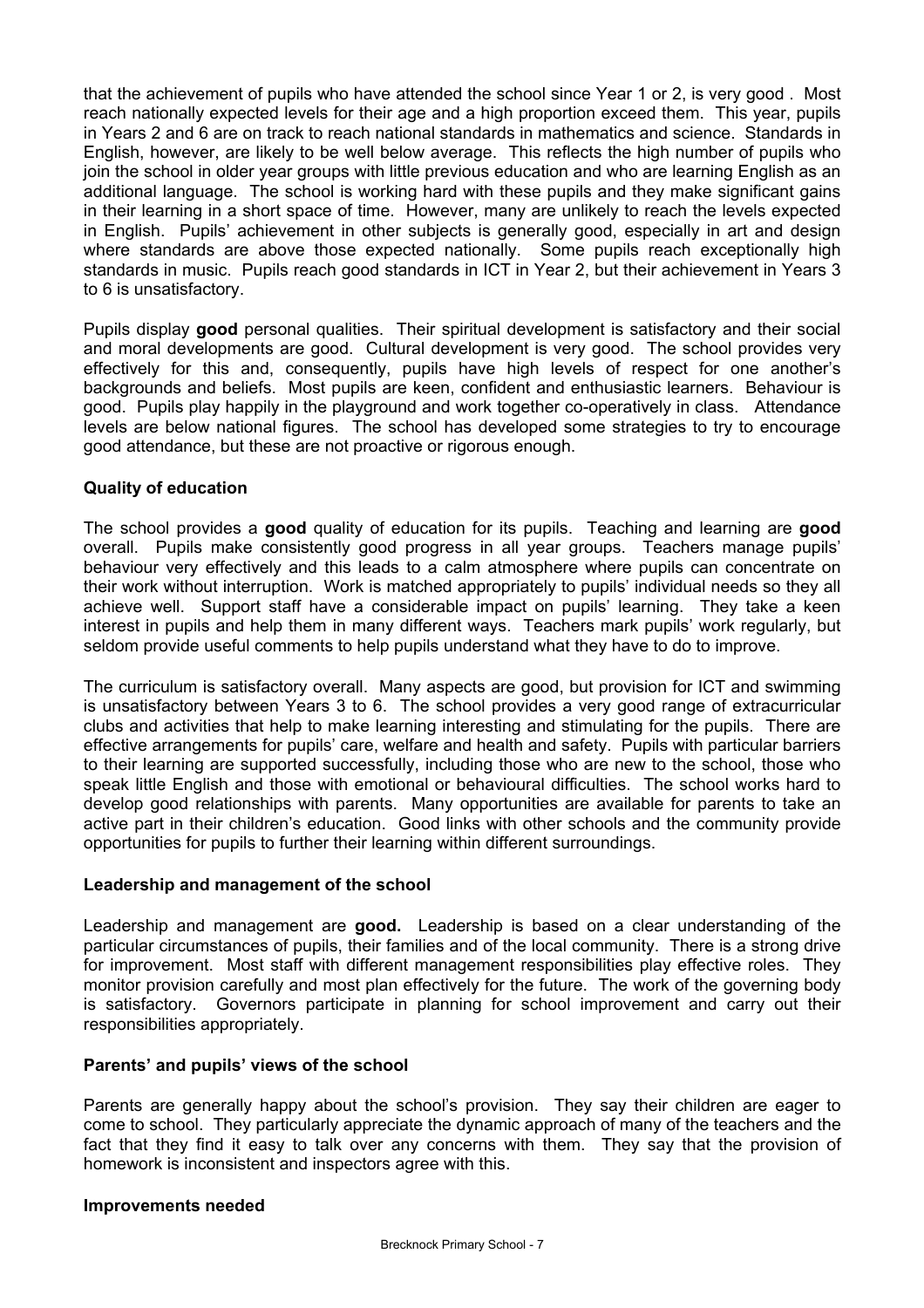that the achievement of pupils who have attended the school since Year 1 or 2, is very good . Most reach nationally expected levels for their age and a high proportion exceed them. This year, pupils in Years 2 and 6 are on track to reach national standards in mathematics and science. Standards in English, however, are likely to be well below average. This reflects the high number of pupils who join the school in older year groups with little previous education and who are learning English as an additional language. The school is working hard with these pupils and they make significant gains in their learning in a short space of time. However, many are unlikely to reach the levels expected in English. Pupils' achievement in other subjects is generally good, especially in art and design where standards are above those expected nationally. Some pupils reach exceptionally high standards in music. Pupils reach good standards in ICT in Year 2, but their achievement in Years 3 to 6 is unsatisfactory.

Pupils display **good** personal qualities. Their spiritual development is satisfactory and their social and moral developments are good. Cultural development is very good. The school provides very effectively for this and, consequently, pupils have high levels of respect for one another's backgrounds and beliefs. Most pupils are keen, confident and enthusiastic learners. Behaviour is good. Pupils play happily in the playground and work together co-operatively in class. Attendance levels are below national figures. The school has developed some strategies to try to encourage good attendance, but these are not proactive or rigorous enough.

**Quality of education**

The school provides a **good** quality of education for its pupils. Teaching and learning are **good** overall. Pupils make consistently good progress in all year groups. Teachers manage pupils' behaviour very effectively and this leads to a calm atmosphere where pupils can concentrate on their work without interruption. Work is matched appropriately to pupils' individual needs so they all achieve well. Support staff have a considerable impact on pupils' learning. They take a keen interest in pupils and help them in many different ways. Teachers mark pupils' work regularly, but seldom provide useful comments to help pupils understand what they have to do to improve.

The curriculum is satisfactory overall. Many aspects are good, but provision for ICT and swimming is unsatisfactory between Years 3 to 6. The school provides a very good range of extracurricular clubs and activities that help to make learning interesting and stimulating for the pupils. There are effective arrangements for pupils' care, welfare and health and safety. Pupils with particular barriers to their learning are supported successfully, including those who are new to the school, those who speak little English and those with emotional or behavioural difficulties. The school works hard to develop good relationships with parents. Many opportunities are available for parents to take an active part in their children's education. Good links with other schools and the community provide opportunities for pupils to further their learning within different surroundings.

**Leadership and management of the school**

Leadership and management are **good.** Leadership is based on a clear understanding of the particular circumstances of pupils, their families and of the local community. There is a strong drive for improvement. Most staff with different management responsibilities play effective roles. They monitor provision carefully and most plan effectively for the future. The work of the governing body is satisfactory. Governors participate in planning for school improvement and carry out their responsibilities appropriately.

**Parents' and pupils' views of the school**

Parents are generally happy about the school's provision. They say their children are eager to come to school. They particularly appreciate the dynamic approach of many of the teachers and the fact that they find it easy to talk over any concerns with them. They say that the provision of homework is inconsistent and inspectors agree with this.

**Improvements needed**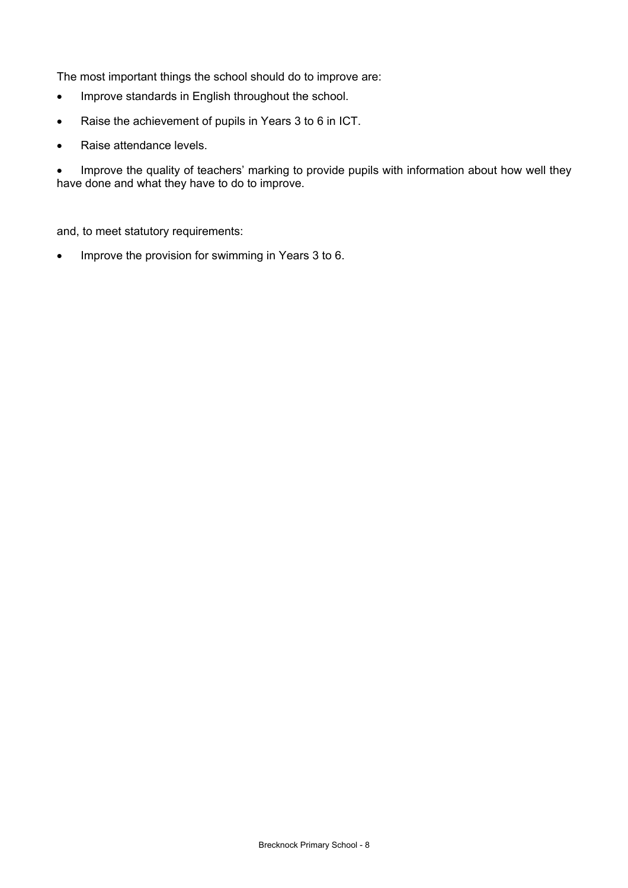The most important things the school should do to improve are:

- Improve standards in English throughout the school.
- Raise the achievement of pupils in Years 3 to 6 in ICT.
- Raise attendance levels.
- Improve the quality of teachers' marking to provide pupils with information about how well they have done and what they have to do to improve.

and, to meet statutory requirements:

- Improve the provision for swimming in Years 3 to 6.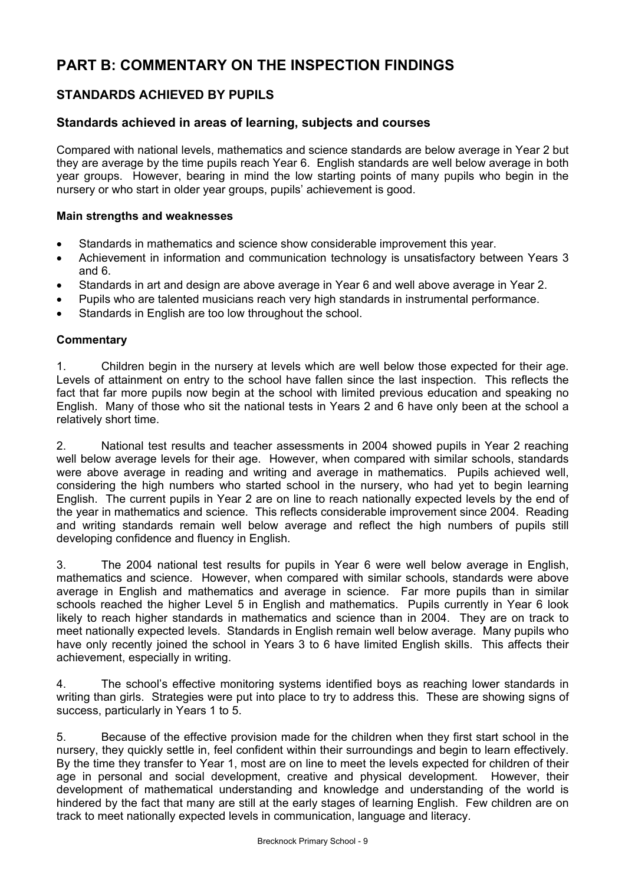# PART B: COMMENTARY ON THE INSPECTION FINDINGS

## STANDARDS ACHIEVED BY PUPILS

### Standards achieved in areas of learning, subjects and courses

Compared with national levels, mathematics and science standards are below average in Year 2 but they are average by the time pupils reach Year 6. English standards are well below average in both year groups. However, bearing in mind the low starting points of many pupils who begin in the nursery or who start in older year groups, pupils' achievement is good.

**Main strengths and weaknesses**

- Standards in mathematics and science show considerable improvement this year.
- Achievement in information and communication technology is unsatisfactory between Years 3 and 6.
- Standards in art and design are above average in Year 6 and well above average in Year 2.
- Pupils who are talented musicians reach very high standards in instrumental performance.
- Standards in English are too low throughout the school.

**Commentary**

1. Children begin in the nursery at levels which are well below those expected for their age. Levels of attainment on entry to the school have fallen since the last inspection. This reflects the fact that far more pupils now begin at the school with limited previous education and speaking no English. Many of those who sit the national tests in Years 2 and 6 have only been at the school a relatively short time.

2. National test results and teacher assessments in 2004 showed pupils in Year 2 reaching well below average levels for their age. However, when compared with similar schools, standards were above average in reading and writing and average in mathematics. Pupils achieved well, considering the high numbers who started school in the nursery, who had yet to begin learning English. The current pupils in Year 2 are on line to reach nationally expected levels by the end of the year in mathematics and science. This reflects considerable improvement since 2004. Reading and writing standards remain well below average and reflect the high numbers of pupils still developing confidence and fluency in English.

3. The 2004 national test results for pupils in Year 6 were well below average in English, mathematics and science. However, when compared with similar schools, standards were above average in English and mathematics and average in science. Far more pupils than in similar schools reached the higher Level 5 in English and mathematics. Pupils currently in Year 6 look likely to reach higher standards in mathematics and science than in 2004. They are on track to meet nationally expected levels. Standards in English remain well below average. Many pupils who have only recently joined the school in Years 3 to 6 have limited English skills. This affects their achievement, especially in writing.

4. The school's effective monitoring systems identified boys as reaching lower standards in writing than girls. Strategies were put into place to try to address this. These are showing signs of success, particularly in Years 1 to 5.

5. Because of the effective provision made for the children when they first start school in the nursery, they quickly settle in, feel confident within their surroundings and begin to learn effectively. By the time they transfer to Year 1, most are on line to meet the levels expected for children of their age in personal and social development, creative and physical development. However, their development of mathematical understanding and knowledge and understanding of the world is hindered by the fact that many are still at the early stages of learning English. Few children are on track to meet nationally expected levels in communication, language and literacy.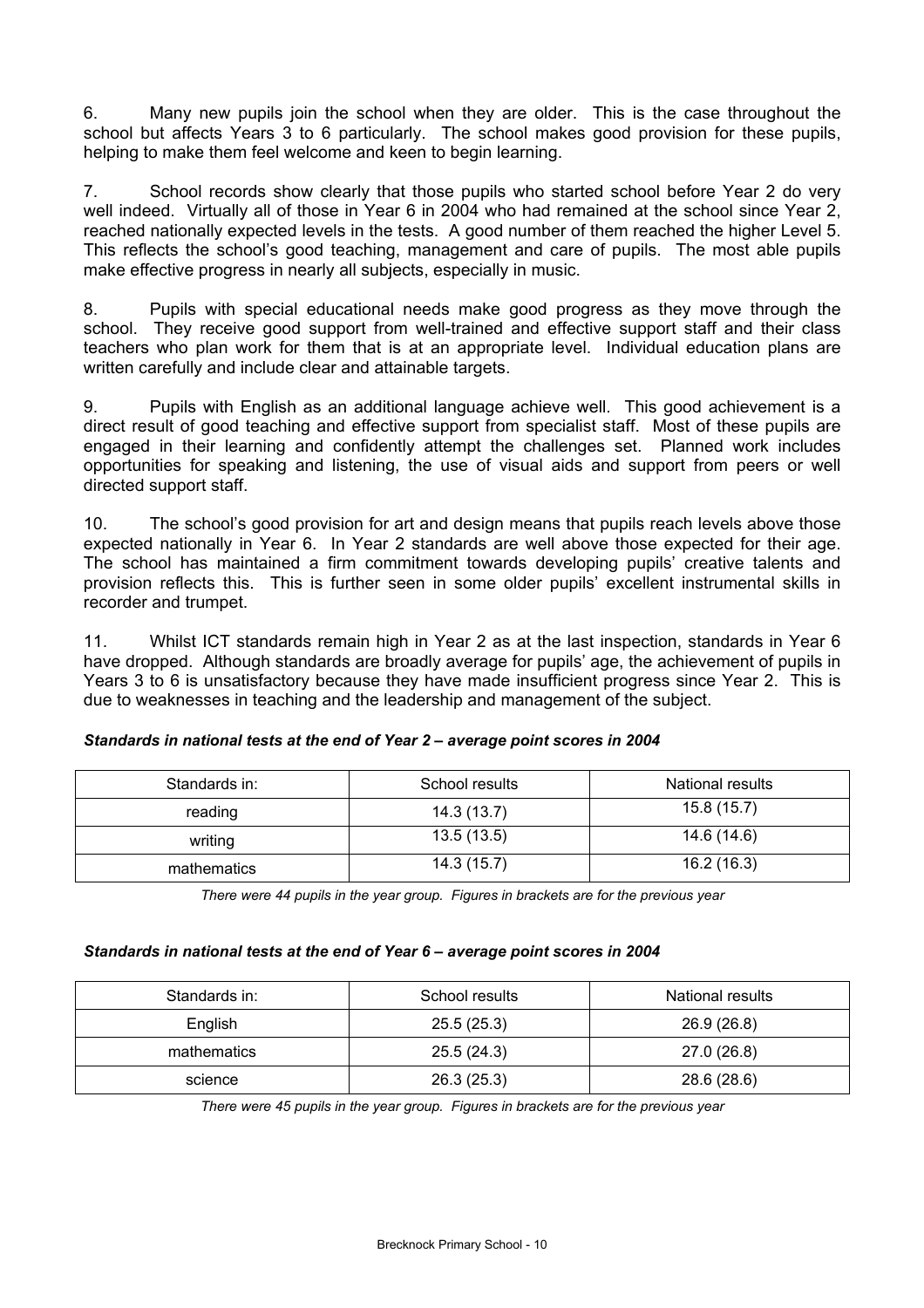6. Many new pupils join the school when they are older. This is the case throughout the school but affects Years 3 to 6 particularly. The school makes good provision for these pupils, helping to make them feel welcome and keen to begin learning.

7. School records show clearly that those pupils who started school before Year 2 do very well indeed. Virtually all of those in Year 6 in 2004 who had remained at the school since Year 2, reached nationally expected levels in the tests. A good number of them reached the higher Level 5. This reflects the school's good teaching, management and care of pupils. The most able pupils make effective progress in nearly all subjects, especially in music.

8. Pupils with special educational needs make good progress as they move through the school. They receive good support from well-trained and effective support staff and their class teachers who plan work for them that is at an appropriate level. Individual education plans are written carefully and include clear and attainable targets.

9. Pupils with English as an additional language achieve well. This good achievement is a direct result of good teaching and effective support from specialist staff. Most of these pupils are engaged in their learning and confidently attempt the challenges set. Planned work includes opportunities for speaking and listening, the use of visual aids and support from peers or well directed support staff.

10. The school's good provision for art and design means that pupils reach levels above those expected nationally in Year 6. In Year 2 standards are well above those expected for their age. The school has maintained a firm commitment towards developing pupils' creative talents and provision reflects this. This is further seen in some older pupils' excellent instrumental skills in recorder and trumpet.

11. Whilst ICT standards remain high in Year 2 as at the last inspection, standards in Year 6 have dropped. Although standards are broadly average for pupils' age, the achievement of pupils in Years 3 to 6 is unsatisfactory because they have made insufficient progress since Year 2. This is due to weaknesses in teaching and the leadership and management of the subject.

***Standards in national tests at the end of Year 2 – average point scores in 2004***

| Standards in: | School results | National results |
|---|---|---|
| reading | 14.3 (13.7) | 15.8 (15.7) |
| writing | 13.5 (13.5) | 14.6 (14.6) |
| mathematics | 14.3 (15.7) | 16.2 (16.3) |

*There were 44 pupils in the year group. Figures in brackets are for the previous year*

***Standards in national tests at the end of Year 6 – average point scores in 2004***

| Standards in: | School results | National results |
|---|---|---|
| English | 25.5 (25.3) | 26.9 (26.8) |
| mathematics | 25.5 (24.3) | 27.0 (26.8) |
| science | 26.3 (25.3) | 28.6 (28.6) |

*There were 45 pupils in the year group. Figures in brackets are for the previous year*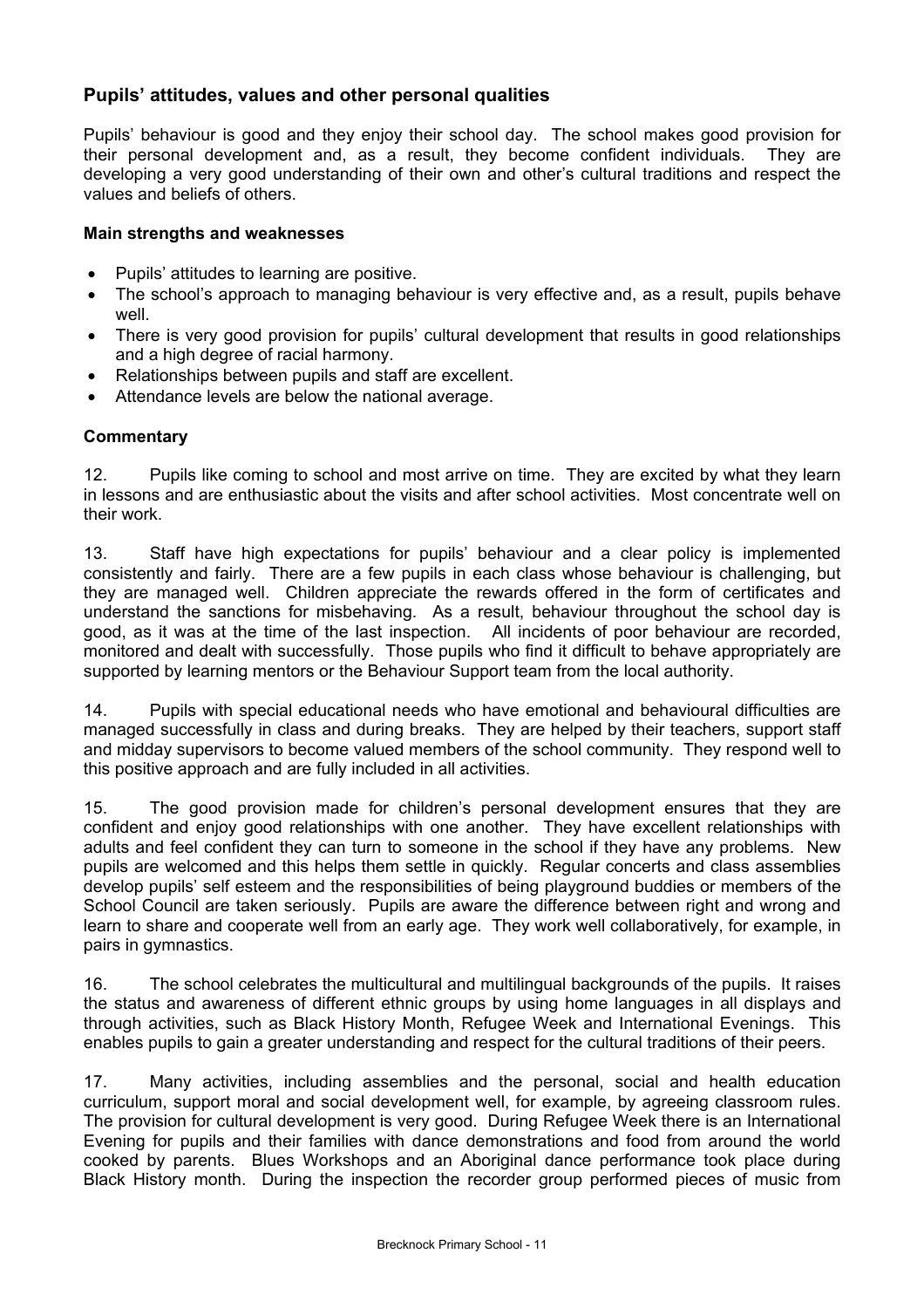## Pupils' attitudes, values and other personal qualities

Pupils' behaviour is good and they enjoy their school day. The school makes good provision for their personal development and, as a result, they become confident individuals. They are developing a very good understanding of their own and other's cultural traditions and respect the values and beliefs of others.

### Main strengths and weaknesses

- Pupils' attitudes to learning are positive.
- The school's approach to managing behaviour is very effective and, as a result, pupils behave well.
- There is very good provision for pupils' cultural development that results in good relationships and a high degree of racial harmony.
- Relationships between pupils and staff are excellent.
- Attendance levels are below the national average.

### Commentary

12. Pupils like coming to school and most arrive on time. They are excited by what they learn in lessons and are enthusiastic about the visits and after school activities. Most concentrate well on their work.

13. Staff have high expectations for pupils' behaviour and a clear policy is implemented consistently and fairly. There are a few pupils in each class whose behaviour is challenging, but they are managed well. Children appreciate the rewards offered in the form of certificates and understand the sanctions for misbehaving. As a result, behaviour throughout the school day is good, as it was at the time of the last inspection. All incidents of poor behaviour are recorded, monitored and dealt with successfully. Those pupils who find it difficult to behave appropriately are supported by learning mentors or the Behaviour Support team from the local authority.

14. Pupils with special educational needs who have emotional and behavioural difficulties are managed successfully in class and during breaks. They are helped by their teachers, support staff and midday supervisors to become valued members of the school community. They respond well to this positive approach and are fully included in all activities.

15. The good provision made for children's personal development ensures that they are confident and enjoy good relationships with one another. They have excellent relationships with adults and feel confident they can turn to someone in the school if they have any problems. New pupils are welcomed and this helps them settle in quickly. Regular concerts and class assemblies develop pupils' self esteem and the responsibilities of being playground buddies or members of the School Council are taken seriously. Pupils are aware the difference between right and wrong and learn to share and cooperate well from an early age. They work well collaboratively, for example, in pairs in gymnastics.

16. The school celebrates the multicultural and multilingual backgrounds of the pupils. It raises the status and awareness of different ethnic groups by using home languages in all displays and through activities, such as Black History Month, Refugee Week and International Evenings. This enables pupils to gain a greater understanding and respect for the cultural traditions of their peers.

17. Many activities, including assemblies and the personal, social and health education curriculum, support moral and social development well, for example, by agreeing classroom rules. The provision for cultural development is very good. During Refugee Week there is an International Evening for pupils and their families with dance demonstrations and food from around the world cooked by parents. Blues Workshops and an Aboriginal dance performance took place during Black History month. During the inspection the recorder group performed pieces of music from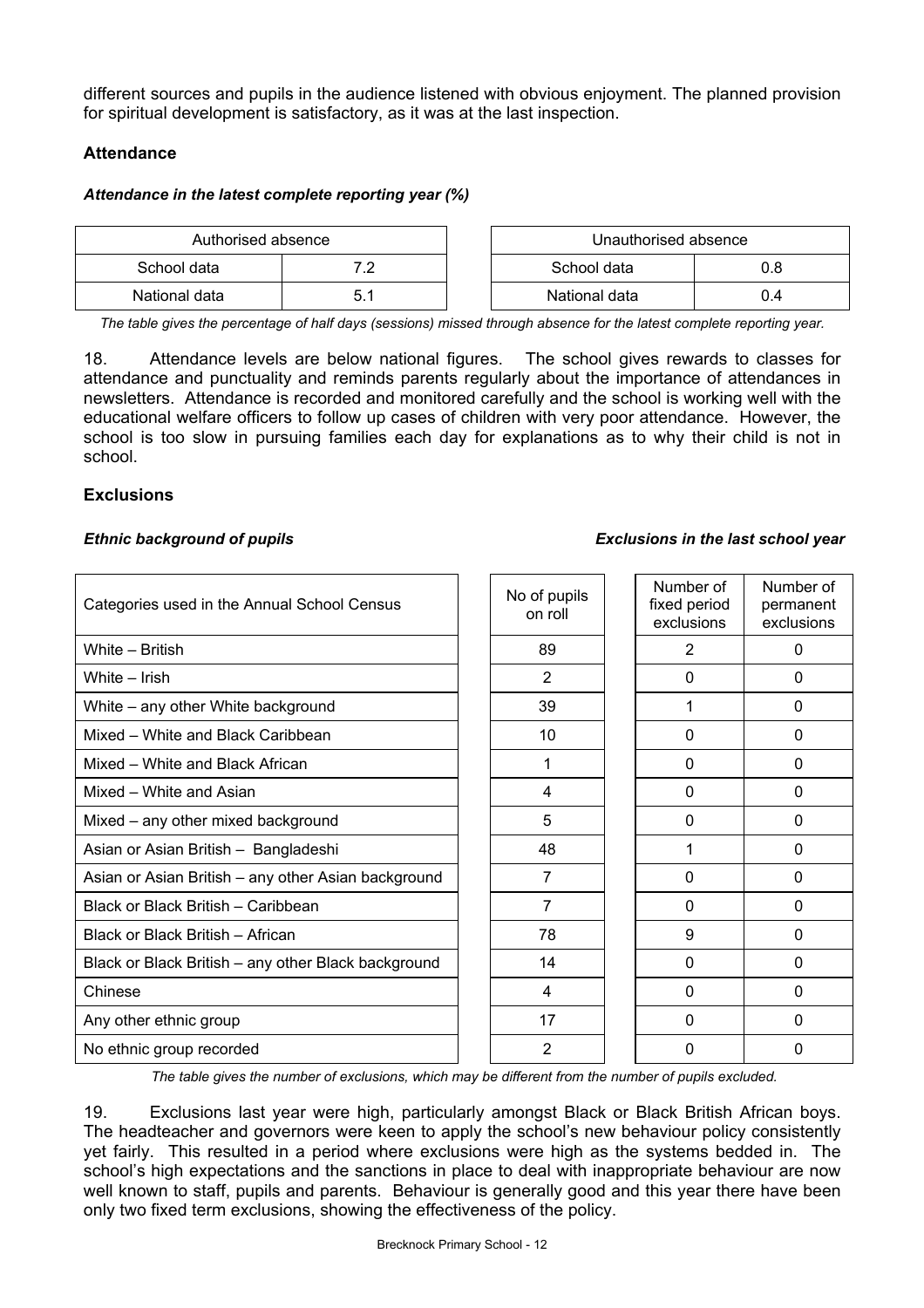different sources and pupils in the audience listened with obvious enjoyment. The planned provision for spiritual development is satisfactory, as it was at the last inspection.

### Attendance

***Attendance in the latest complete reporting year (%)***

| Authorised absence | |
|---|---|
| School data | 7.2 |
| National data | 5.1 |

| Unauthorised absence | |
|---|---|
| School data | 0.8 |
| National data | 0.4 |

*The table gives the percentage of half days (sessions) missed through absence for the latest complete reporting year.*

18. Attendance levels are below national figures. The school gives rewards to classes for attendance and punctuality and reminds parents regularly about the importance of attendances in newsletters. Attendance is recorded and monitored carefully and the school is working well with the educational welfare officers to follow up cases of children with very poor attendance. However, the school is too slow in pursuing families each day for explanations as to why their child is not in school.

### Exclusions

***Ethnic background of pupils*** ***Exclusions in the last school year***

| Categories used in the Annual School Census | No of pupils on roll | Number of fixed period exclusions | Number of permanent exclusions |
|---|---|---|---|
| White – British | 89 | 2 | 0 |
| White – Irish | 2 | 0 | 0 |
| White – any other White background | 39 | 1 | 0 |
| Mixed – White and Black Caribbean | 10 | 0 | 0 |
| Mixed – White and Black African | 1 | 0 | 0 |
| Mixed – White and Asian | 4 | 0 | 0 |
| Mixed – any other mixed background | 5 | 0 | 0 |
| Asian or Asian British – Bangladeshi | 48 | 1 | 0 |
| Asian or Asian British – any other Asian background | 7 | 0 | 0 |
| Black or Black British – Caribbean | 7 | 0 | 0 |
| Black or Black British – African | 78 | 9 | 0 |
| Black or Black British – any other Black background | 14 | 0 | 0 |
| Chinese | 4 | 0 | 0 |
| Any other ethnic group | 17 | 0 | 0 |
| No ethnic group recorded | 2 | 0 | 0 |

*The table gives the number of exclusions, which may be different from the number of pupils excluded.*

19. Exclusions last year were high, particularly amongst Black or Black British African boys. The headteacher and governors were keen to apply the school's new behaviour policy consistently yet fairly. This resulted in a period where exclusions were high as the systems bedded in. The school's high expectations and the sanctions in place to deal with inappropriate behaviour are now well known to staff, pupils and parents. Behaviour is generally good and this year there have been only two fixed term exclusions, showing the effectiveness of the policy.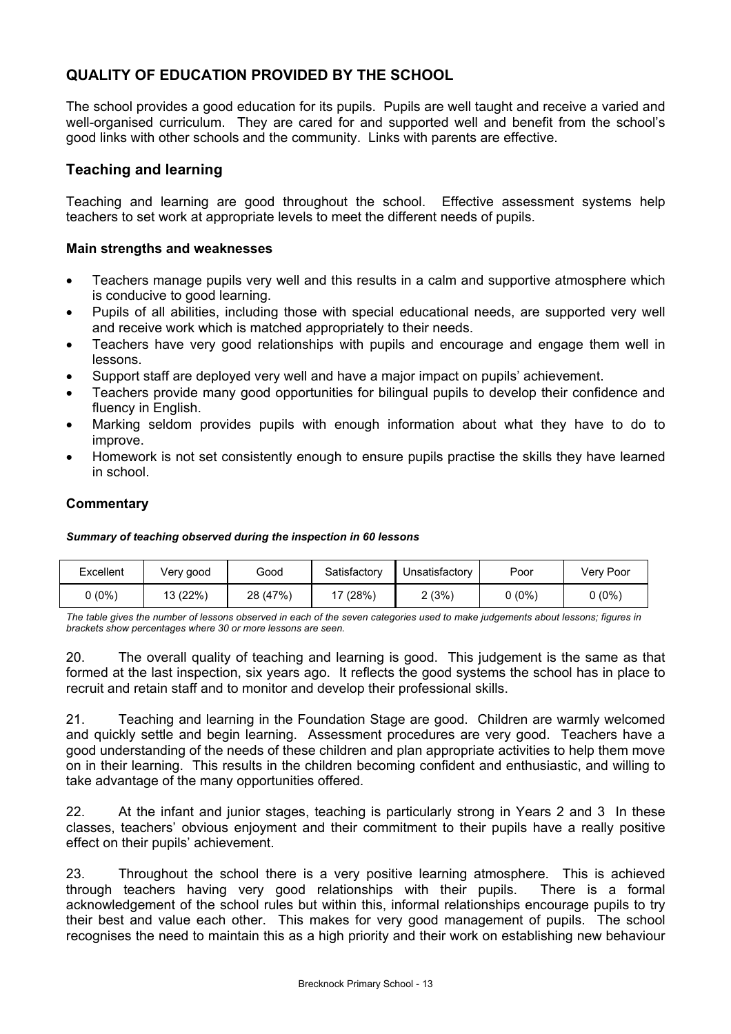## QUALITY OF EDUCATION PROVIDED BY THE SCHOOL

The school provides a good education for its pupils. Pupils are well taught and receive a varied and well-organised curriculum. They are cared for and supported well and benefit from the school's good links with other schools and the community. Links with parents are effective.

### Teaching and learning

Teaching and learning are good throughout the school. Effective assessment systems help teachers to set work at appropriate levels to meet the different needs of pupils.

#### Main strengths and weaknesses

- Teachers manage pupils very well and this results in a calm and supportive atmosphere which is conducive to good learning.
- Pupils of all abilities, including those with special educational needs, are supported very well and receive work which is matched appropriately to their needs.
- Teachers have very good relationships with pupils and encourage and engage them well in lessons.
- Support staff are deployed very well and have a major impact on pupils' achievement.
- Teachers provide many good opportunities for bilingual pupils to develop their confidence and fluency in English.
- Marking seldom provides pupils with enough information about what they have to do to improve.
- Homework is not set consistently enough to ensure pupils practise the skills they have learned in school.

#### Commentary

***Summary of teaching observed during the inspection in 60 lessons***

| Excellent | Very good | Good | Satisfactory | Unsatisfactory | Poor | Very Poor |
|---|---|---|---|---|---|---|
| 0 (0%) | 13 (22%) | 28 (47%) | 17 (28%) | 2 (3%) | 0 (0%) | 0 (0%) |

*The table gives the number of lessons observed in each of the seven categories used to make judgements about lessons; figures in brackets show percentages where 30 or more lessons are seen.*

20. The overall quality of teaching and learning is good. This judgement is the same as that formed at the last inspection, six years ago. It reflects the good systems the school has in place to recruit and retain staff and to monitor and develop their professional skills.

21. Teaching and learning in the Foundation Stage are good. Children are warmly welcomed and quickly settle and begin learning. Assessment procedures are very good. Teachers have a good understanding of the needs of these children and plan appropriate activities to help them move on in their learning. This results in the children becoming confident and enthusiastic, and willing to take advantage of the many opportunities offered.

22. At the infant and junior stages, teaching is particularly strong in Years 2 and 3 In these classes, teachers' obvious enjoyment and their commitment to their pupils have a really positive effect on their pupils' achievement.

23. Throughout the school there is a very positive learning atmosphere. This is achieved through teachers having very good relationships with their pupils. There is a formal acknowledgement of the school rules but within this, informal relationships encourage pupils to try their best and value each other. This makes for very good management of pupils. The school recognises the need to maintain this as a high priority and their work on establishing new behaviour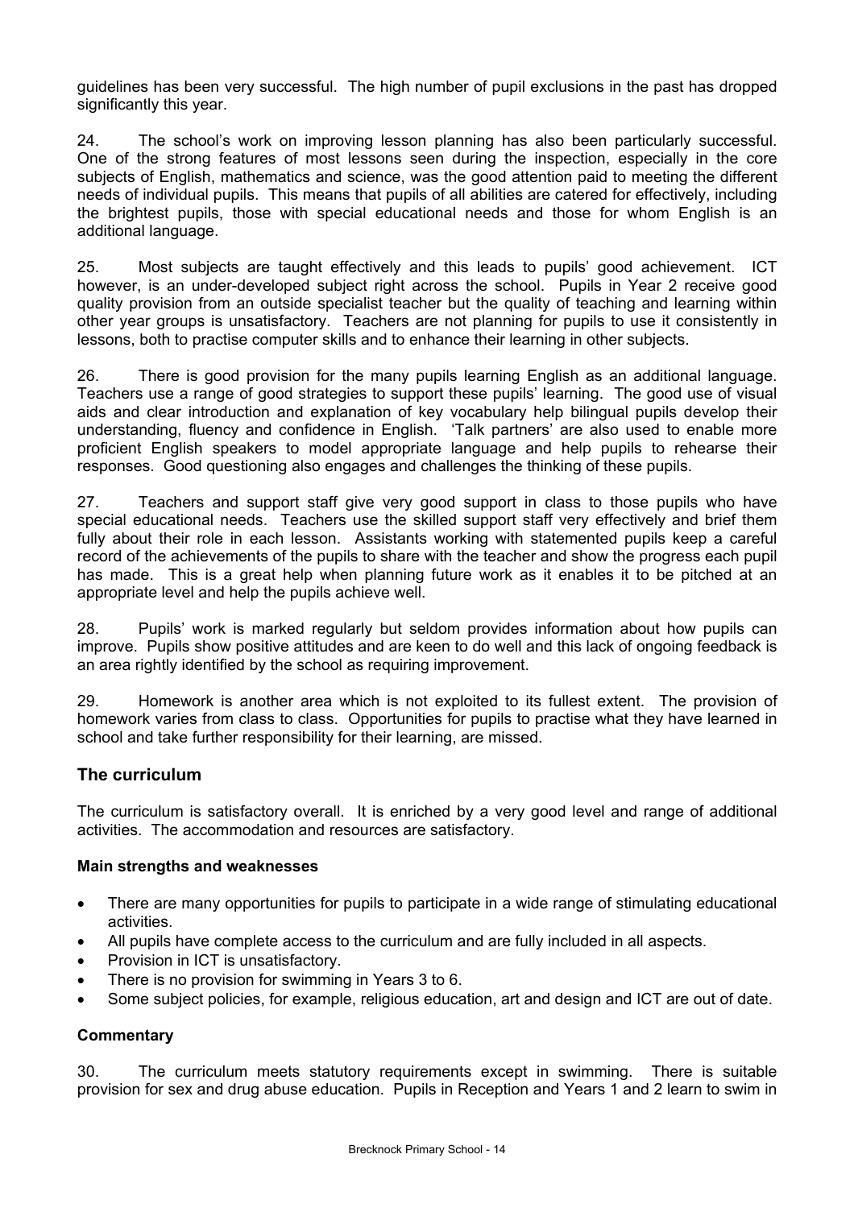guidelines has been very successful. The high number of pupil exclusions in the past has dropped significantly this year.

24. The school's work on improving lesson planning has also been particularly successful. One of the strong features of most lessons seen during the inspection, especially in the core subjects of English, mathematics and science, was the good attention paid to meeting the different needs of individual pupils. This means that pupils of all abilities are catered for effectively, including the brightest pupils, those with special educational needs and those for whom English is an additional language.

25. Most subjects are taught effectively and this leads to pupils' good achievement. ICT however, is an under-developed subject right across the school. Pupils in Year 2 receive good quality provision from an outside specialist teacher but the quality of teaching and learning within other year groups is unsatisfactory. Teachers are not planning for pupils to use it consistently in lessons, both to practise computer skills and to enhance their learning in other subjects.

26. There is good provision for the many pupils learning English as an additional language. Teachers use a range of good strategies to support these pupils' learning. The good use of visual aids and clear introduction and explanation of key vocabulary help bilingual pupils develop their understanding, fluency and confidence in English. 'Talk partners' are also used to enable more proficient English speakers to model appropriate language and help pupils to rehearse their responses. Good questioning also engages and challenges the thinking of these pupils.

27. Teachers and support staff give very good support in class to those pupils who have special educational needs. Teachers use the skilled support staff very effectively and brief them fully about their role in each lesson. Assistants working with statemented pupils keep a careful record of the achievements of the pupils to share with the teacher and show the progress each pupil has made. This is a great help when planning future work as it enables it to be pitched at an appropriate level and help the pupils achieve well.

28. Pupils' work is marked regularly but seldom provides information about how pupils can improve. Pupils show positive attitudes and are keen to do well and this lack of ongoing feedback is an area rightly identified by the school as requiring improvement.

29. Homework is another area which is not exploited to its fullest extent. The provision of homework varies from class to class. Opportunities for pupils to practise what they have learned in school and take further responsibility for their learning, are missed.

## The curriculum

The curriculum is satisfactory overall. It is enriched by a very good level and range of additional activities. The accommodation and resources are satisfactory.

### Main strengths and weaknesses

- There are many opportunities for pupils to participate in a wide range of stimulating educational activities.
- All pupils have complete access to the curriculum and are fully included in all aspects.
- Provision in ICT is unsatisfactory.
- There is no provision for swimming in Years 3 to 6.
- Some subject policies, for example, religious education, art and design and ICT are out of date.

### Commentary

30. The curriculum meets statutory requirements except in swimming. There is suitable provision for sex and drug abuse education. Pupils in Reception and Years 1 and 2 learn to swim in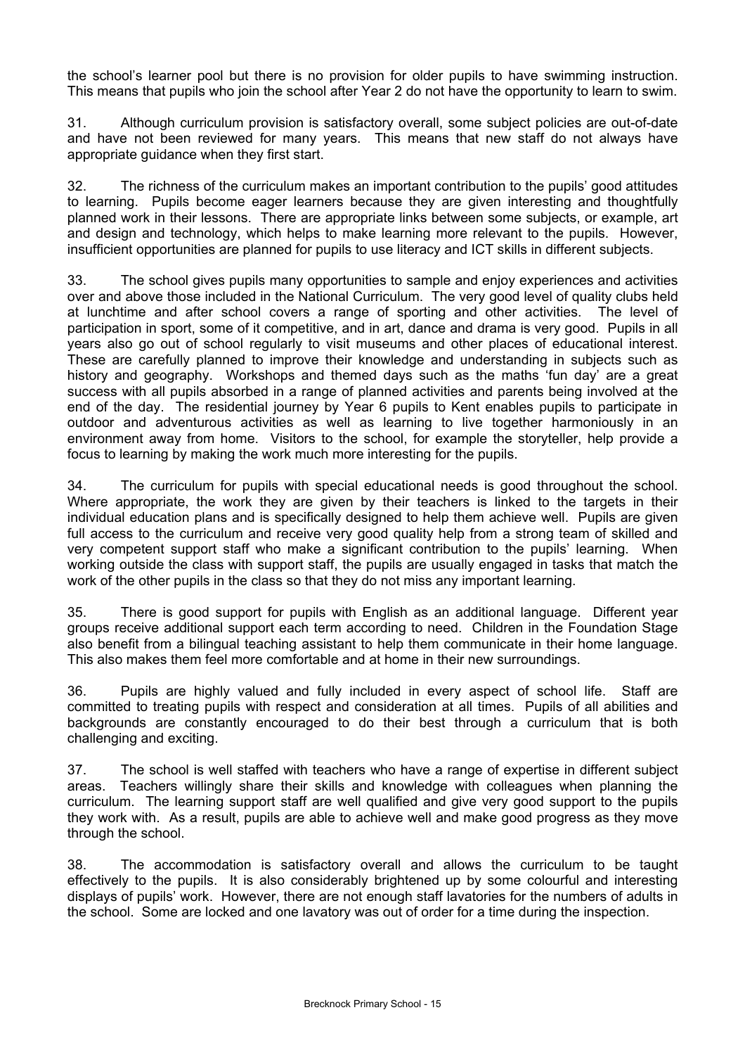the school's learner pool but there is no provision for older pupils to have swimming instruction. This means that pupils who join the school after Year 2 do not have the opportunity to learn to swim.

31. Although curriculum provision is satisfactory overall, some subject policies are out-of-date and have not been reviewed for many years. This means that new staff do not always have appropriate guidance when they first start.

32. The richness of the curriculum makes an important contribution to the pupils' good attitudes to learning. Pupils become eager learners because they are given interesting and thoughtfully planned work in their lessons. There are appropriate links between some subjects, or example, art and design and technology, which helps to make learning more relevant to the pupils. However, insufficient opportunities are planned for pupils to use literacy and ICT skills in different subjects.

33. The school gives pupils many opportunities to sample and enjoy experiences and activities over and above those included in the National Curriculum. The very good level of quality clubs held at lunchtime and after school covers a range of sporting and other activities. The level of participation in sport, some of it competitive, and in art, dance and drama is very good. Pupils in all years also go out of school regularly to visit museums and other places of educational interest. These are carefully planned to improve their knowledge and understanding in subjects such as history and geography. Workshops and themed days such as the maths 'fun day' are a great success with all pupils absorbed in a range of planned activities and parents being involved at the end of the day. The residential journey by Year 6 pupils to Kent enables pupils to participate in outdoor and adventurous activities as well as learning to live together harmoniously in an environment away from home. Visitors to the school, for example the storyteller, help provide a focus to learning by making the work much more interesting for the pupils.

34. The curriculum for pupils with special educational needs is good throughout the school. Where appropriate, the work they are given by their teachers is linked to the targets in their individual education plans and is specifically designed to help them achieve well. Pupils are given full access to the curriculum and receive very good quality help from a strong team of skilled and very competent support staff who make a significant contribution to the pupils' learning. When working outside the class with support staff, the pupils are usually engaged in tasks that match the work of the other pupils in the class so that they do not miss any important learning.

35. There is good support for pupils with English as an additional language. Different year groups receive additional support each term according to need. Children in the Foundation Stage also benefit from a bilingual teaching assistant to help them communicate in their home language. This also makes them feel more comfortable and at home in their new surroundings.

36. Pupils are highly valued and fully included in every aspect of school life. Staff are committed to treating pupils with respect and consideration at all times. Pupils of all abilities and backgrounds are constantly encouraged to do their best through a curriculum that is both challenging and exciting.

37. The school is well staffed with teachers who have a range of expertise in different subject areas. Teachers willingly share their skills and knowledge with colleagues when planning the curriculum. The learning support staff are well qualified and give very good support to the pupils they work with. As a result, pupils are able to achieve well and make good progress as they move through the school.

38. The accommodation is satisfactory overall and allows the curriculum to be taught effectively to the pupils. It is also considerably brightened up by some colourful and interesting displays of pupils' work. However, there are not enough staff lavatories for the numbers of adults in the school. Some are locked and one lavatory was out of order for a time during the inspection.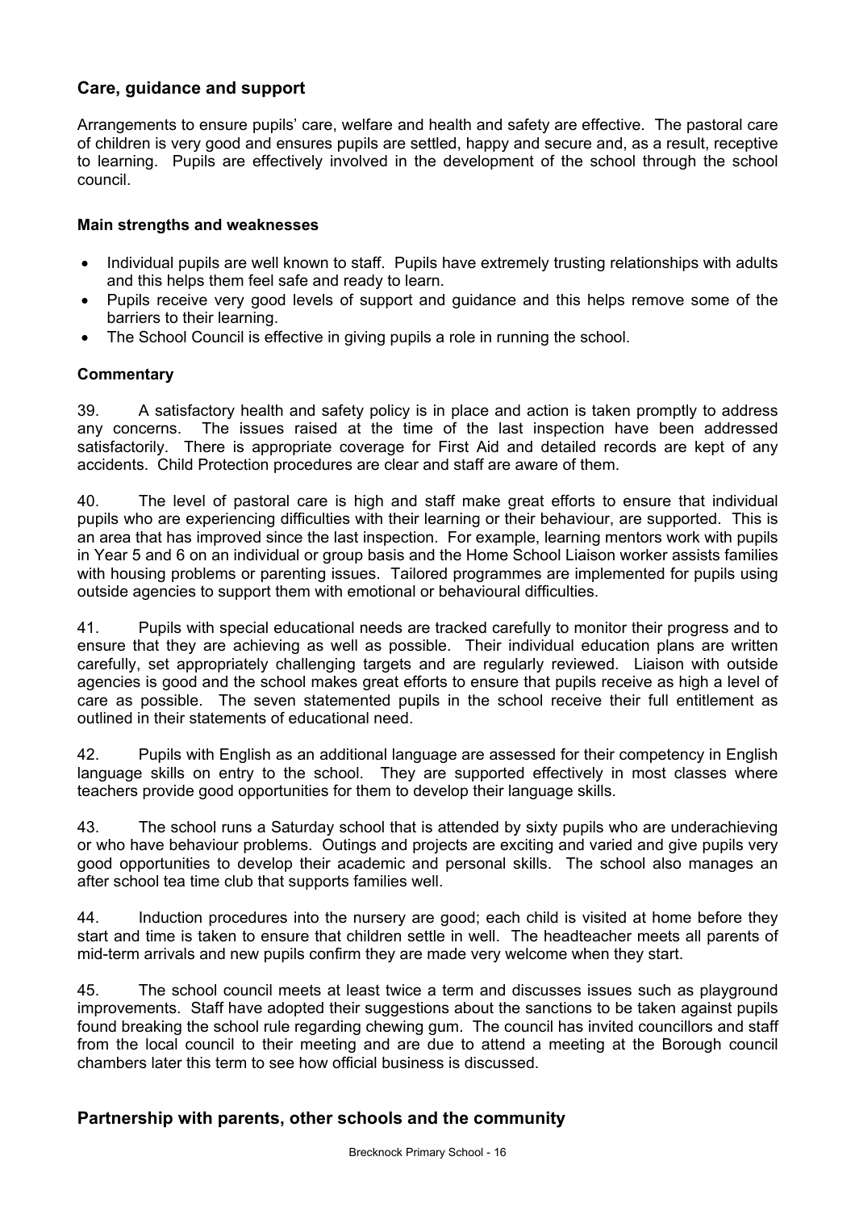## Care, guidance and support

Arrangements to ensure pupils' care, welfare and health and safety are effective. The pastoral care of children is very good and ensures pupils are settled, happy and secure and, as a result, receptive to learning. Pupils are effectively involved in the development of the school through the school council.

### Main strengths and weaknesses

- Individual pupils are well known to staff. Pupils have extremely trusting relationships with adults and this helps them feel safe and ready to learn.
- Pupils receive very good levels of support and guidance and this helps remove some of the barriers to their learning.
- The School Council is effective in giving pupils a role in running the school.

### Commentary

39. A satisfactory health and safety policy is in place and action is taken promptly to address any concerns. The issues raised at the time of the last inspection have been addressed satisfactorily. There is appropriate coverage for First Aid and detailed records are kept of any accidents. Child Protection procedures are clear and staff are aware of them.

40. The level of pastoral care is high and staff make great efforts to ensure that individual pupils who are experiencing difficulties with their learning or their behaviour, are supported. This is an area that has improved since the last inspection. For example, learning mentors work with pupils in Year 5 and 6 on an individual or group basis and the Home School Liaison worker assists families with housing problems or parenting issues. Tailored programmes are implemented for pupils using outside agencies to support them with emotional or behavioural difficulties.

41. Pupils with special educational needs are tracked carefully to monitor their progress and to ensure that they are achieving as well as possible. Their individual education plans are written carefully, set appropriately challenging targets and are regularly reviewed. Liaison with outside agencies is good and the school makes great efforts to ensure that pupils receive as high a level of care as possible. The seven statemented pupils in the school receive their full entitlement as outlined in their statements of educational need.

42. Pupils with English as an additional language are assessed for their competency in English language skills on entry to the school. They are supported effectively in most classes where teachers provide good opportunities for them to develop their language skills.

43. The school runs a Saturday school that is attended by sixty pupils who are underachieving or who have behaviour problems. Outings and projects are exciting and varied and give pupils very good opportunities to develop their academic and personal skills. The school also manages an after school tea time club that supports families well.

44. Induction procedures into the nursery are good; each child is visited at home before they start and time is taken to ensure that children settle in well. The headteacher meets all parents of mid-term arrivals and new pupils confirm they are made very welcome when they start.

45. The school council meets at least twice a term and discusses issues such as playground improvements. Staff have adopted their suggestions about the sanctions to be taken against pupils found breaking the school rule regarding chewing gum. The council has invited councillors and staff from the local council to their meeting and are due to attend a meeting at the Borough council chambers later this term to see how official business is discussed.

## Partnership with parents, other schools and the community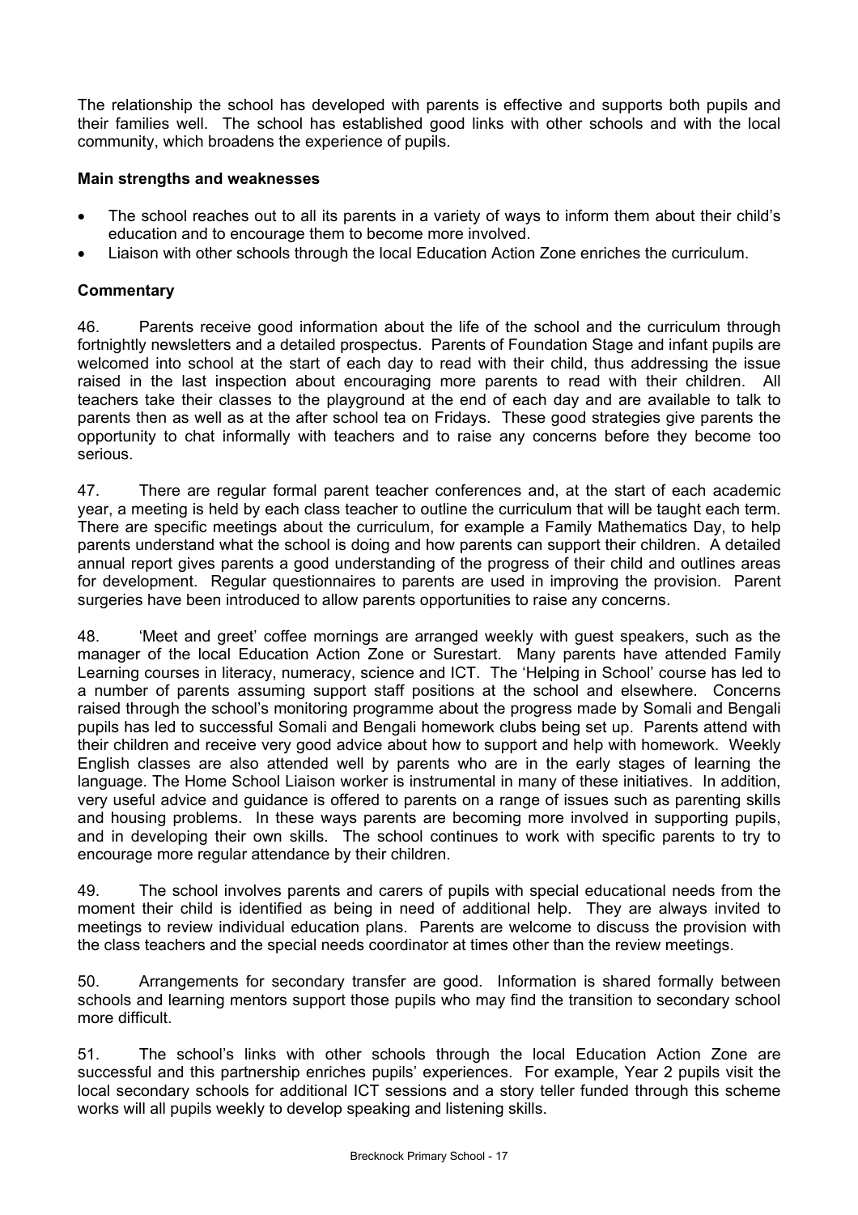The relationship the school has developed with parents is effective and supports both pupils and their families well. The school has established good links with other schools and with the local community, which broadens the experience of pupils.

**Main strengths and weaknesses**

- The school reaches out to all its parents in a variety of ways to inform them about their child's education and to encourage them to become more involved.
- Liaison with other schools through the local Education Action Zone enriches the curriculum.

**Commentary**

46. Parents receive good information about the life of the school and the curriculum through fortnightly newsletters and a detailed prospectus. Parents of Foundation Stage and infant pupils are welcomed into school at the start of each day to read with their child, thus addressing the issue raised in the last inspection about encouraging more parents to read with their children. All teachers take their classes to the playground at the end of each day and are available to talk to parents then as well as at the after school tea on Fridays. These good strategies give parents the opportunity to chat informally with teachers and to raise any concerns before they become too serious.

47. There are regular formal parent teacher conferences and, at the start of each academic year, a meeting is held by each class teacher to outline the curriculum that will be taught each term. There are specific meetings about the curriculum, for example a Family Mathematics Day, to help parents understand what the school is doing and how parents can support their children. A detailed annual report gives parents a good understanding of the progress of their child and outlines areas for development. Regular questionnaires to parents are used in improving the provision. Parent surgeries have been introduced to allow parents opportunities to raise any concerns.

48. 'Meet and greet' coffee mornings are arranged weekly with guest speakers, such as the manager of the local Education Action Zone or Surestart. Many parents have attended Family Learning courses in literacy, numeracy, science and ICT. The 'Helping in School' course has led to a number of parents assuming support staff positions at the school and elsewhere. Concerns raised through the school's monitoring programme about the progress made by Somali and Bengali pupils has led to successful Somali and Bengali homework clubs being set up. Parents attend with their children and receive very good advice about how to support and help with homework. Weekly English classes are also attended well by parents who are in the early stages of learning the language. The Home School Liaison worker is instrumental in many of these initiatives. In addition, very useful advice and guidance is offered to parents on a range of issues such as parenting skills and housing problems. In these ways parents are becoming more involved in supporting pupils, and in developing their own skills. The school continues to work with specific parents to try to encourage more regular attendance by their children.

49. The school involves parents and carers of pupils with special educational needs from the moment their child is identified as being in need of additional help. They are always invited to meetings to review individual education plans. Parents are welcome to discuss the provision with the class teachers and the special needs coordinator at times other than the review meetings.

50. Arrangements for secondary transfer are good. Information is shared formally between schools and learning mentors support those pupils who may find the transition to secondary school more difficult.

51. The school's links with other schools through the local Education Action Zone are successful and this partnership enriches pupils' experiences. For example, Year 2 pupils visit the local secondary schools for additional ICT sessions and a story teller funded through this scheme works will all pupils weekly to develop speaking and listening skills.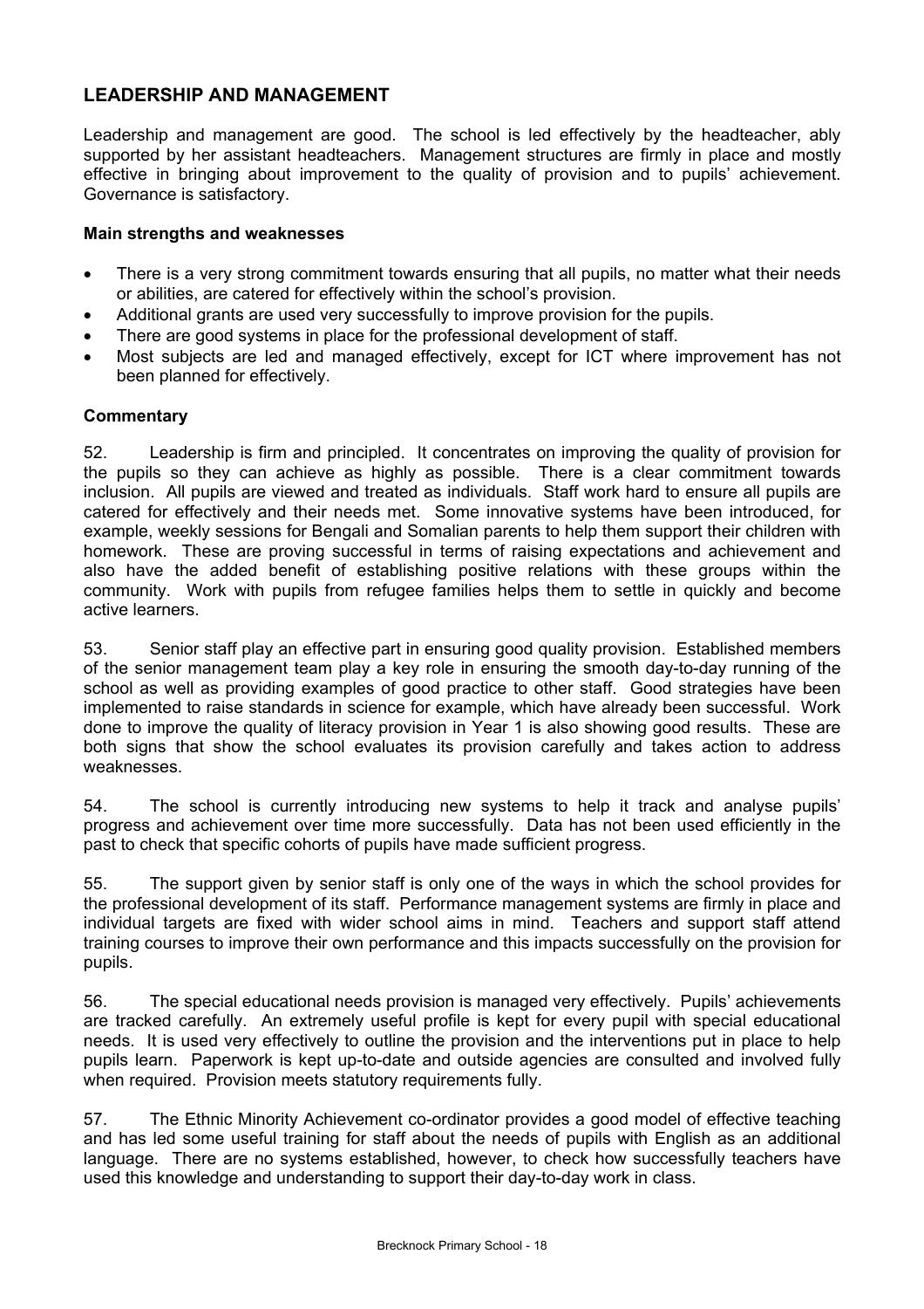## LEADERSHIP AND MANAGEMENT

Leadership and management are good. The school is led effectively by the headteacher, ably supported by her assistant headteachers. Management structures are firmly in place and mostly effective in bringing about improvement to the quality of provision and to pupils' achievement. Governance is satisfactory.

### Main strengths and weaknesses

- There is a very strong commitment towards ensuring that all pupils, no matter what their needs or abilities, are catered for effectively within the school's provision.
- Additional grants are used very successfully to improve provision for the pupils.
- There are good systems in place for the professional development of staff.
- Most subjects are led and managed effectively, except for ICT where improvement has not been planned for effectively.

### Commentary

52. Leadership is firm and principled. It concentrates on improving the quality of provision for the pupils so they can achieve as highly as possible. There is a clear commitment towards inclusion. All pupils are viewed and treated as individuals. Staff work hard to ensure all pupils are catered for effectively and their needs met. Some innovative systems have been introduced, for example, weekly sessions for Bengali and Somalian parents to help them support their children with homework. These are proving successful in terms of raising expectations and achievement and also have the added benefit of establishing positive relations with these groups within the community. Work with pupils from refugee families helps them to settle in quickly and become active learners.

53. Senior staff play an effective part in ensuring good quality provision. Established members of the senior management team play a key role in ensuring the smooth day-to-day running of the school as well as providing examples of good practice to other staff. Good strategies have been implemented to raise standards in science for example, which have already been successful. Work done to improve the quality of literacy provision in Year 1 is also showing good results. These are both signs that show the school evaluates its provision carefully and takes action to address weaknesses.

54. The school is currently introducing new systems to help it track and analyse pupils' progress and achievement over time more successfully. Data has not been used efficiently in the past to check that specific cohorts of pupils have made sufficient progress.

55. The support given by senior staff is only one of the ways in which the school provides for the professional development of its staff. Performance management systems are firmly in place and individual targets are fixed with wider school aims in mind. Teachers and support staff attend training courses to improve their own performance and this impacts successfully on the provision for pupils.

56. The special educational needs provision is managed very effectively. Pupils' achievements are tracked carefully. An extremely useful profile is kept for every pupil with special educational needs. It is used very effectively to outline the provision and the interventions put in place to help pupils learn. Paperwork is kept up-to-date and outside agencies are consulted and involved fully when required. Provision meets statutory requirements fully.

57. The Ethnic Minority Achievement co-ordinator provides a good model of effective teaching and has led some useful training for staff about the needs of pupils with English as an additional language. There are no systems established, however, to check how successfully teachers have used this knowledge and understanding to support their day-to-day work in class.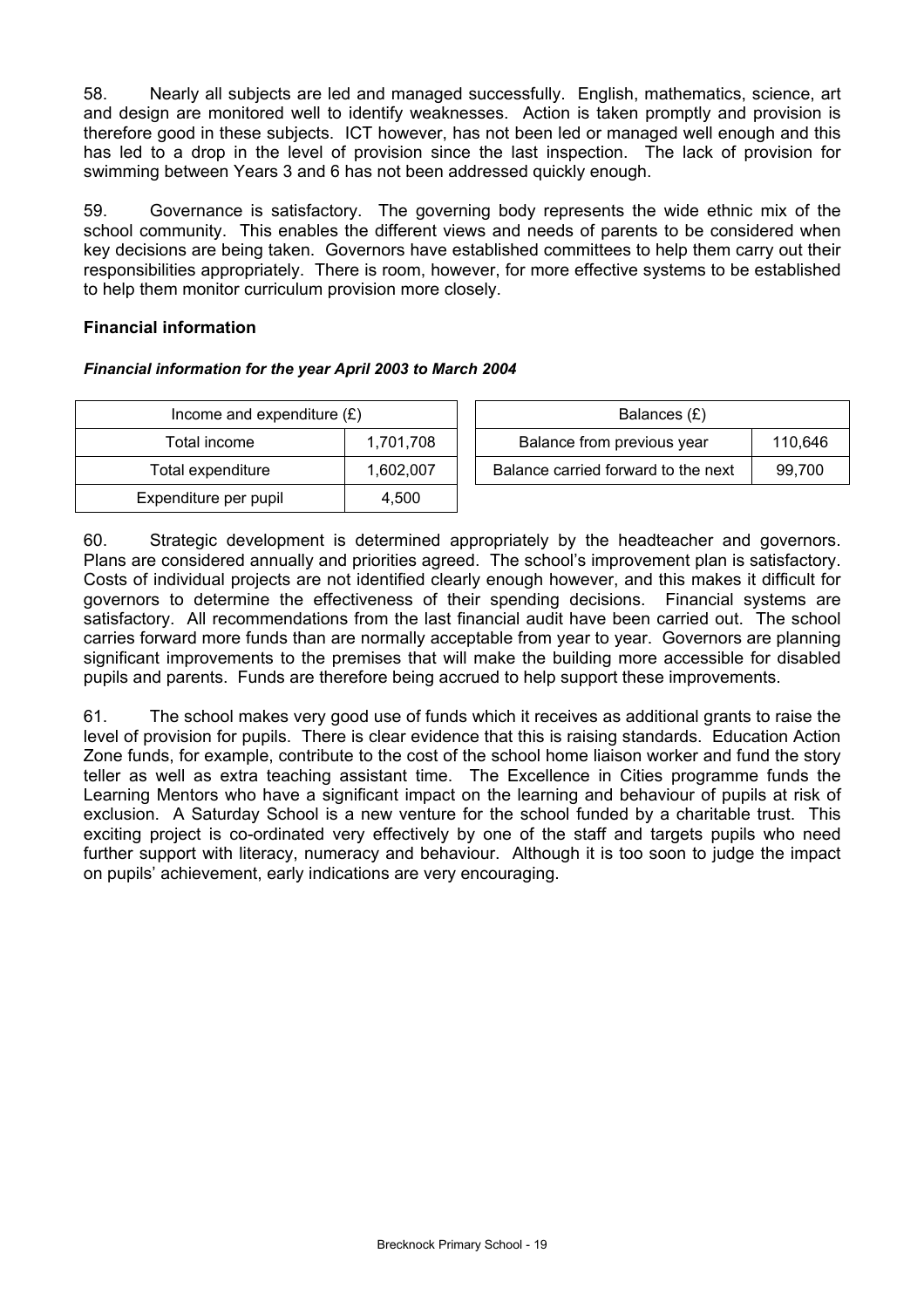58. Nearly all subjects are led and managed successfully. English, mathematics, science, art and design are monitored well to identify weaknesses. Action is taken promptly and provision is therefore good in these subjects. ICT however, has not been led or managed well enough and this has led to a drop in the level of provision since the last inspection. The lack of provision for swimming between Years 3 and 6 has not been addressed quickly enough.

59. Governance is satisfactory. The governing body represents the wide ethnic mix of the school community. This enables the different views and needs of parents to be considered when key decisions are being taken. Governors have established committees to help them carry out their responsibilities appropriately. There is room, however, for more effective systems to be established to help them monitor curriculum provision more closely.

### Financial information

***Financial information for the year April 2003 to March 2004***

| Income and expenditure (£) | |
|---|---|
| Total income | 1,701,708 |
| Total expenditure | 1,602,007 |
| Expenditure per pupil | 4,500 |

| Balances (£) | |
|---|---|
| Balance from previous year | 110,646 |
| Balance carried forward to the next | 99,700 |

60. Strategic development is determined appropriately by the headteacher and governors. Plans are considered annually and priorities agreed. The school's improvement plan is satisfactory. Costs of individual projects are not identified clearly enough however, and this makes it difficult for governors to determine the effectiveness of their spending decisions. Financial systems are satisfactory. All recommendations from the last financial audit have been carried out. The school carries forward more funds than are normally acceptable from year to year. Governors are planning significant improvements to the premises that will make the building more accessible for disabled pupils and parents. Funds are therefore being accrued to help support these improvements.

61. The school makes very good use of funds which it receives as additional grants to raise the level of provision for pupils. There is clear evidence that this is raising standards. Education Action Zone funds, for example, contribute to the cost of the school home liaison worker and fund the story teller as well as extra teaching assistant time. The Excellence in Cities programme funds the Learning Mentors who have a significant impact on the learning and behaviour of pupils at risk of exclusion. A Saturday School is a new venture for the school funded by a charitable trust. This exciting project is co-ordinated very effectively by one of the staff and targets pupils who need further support with literacy, numeracy and behaviour. Although it is too soon to judge the impact on pupils' achievement, early indications are very encouraging.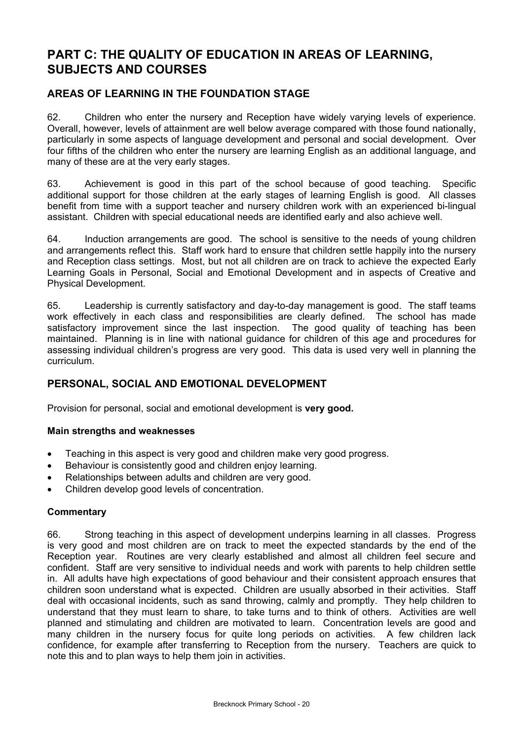# PART C: THE QUALITY OF EDUCATION IN AREAS OF LEARNING, SUBJECTS AND COURSES

## AREAS OF LEARNING IN THE FOUNDATION STAGE

62. Children who enter the nursery and Reception have widely varying levels of experience. Overall, however, levels of attainment are well below average compared with those found nationally, particularly in some aspects of language development and personal and social development. Over four fifths of the children who enter the nursery are learning English as an additional language, and many of these are at the very early stages.

63. Achievement is good in this part of the school because of good teaching. Specific additional support for those children at the early stages of learning English is good. All classes benefit from time with a support teacher and nursery children work with an experienced bi-lingual assistant. Children with special educational needs are identified early and also achieve well.

64. Induction arrangements are good. The school is sensitive to the needs of young children and arrangements reflect this. Staff work hard to ensure that children settle happily into the nursery and Reception class settings. Most, but not all children are on track to achieve the expected Early Learning Goals in Personal, Social and Emotional Development and in aspects of Creative and Physical Development.

65. Leadership is currently satisfactory and day-to-day management is good. The staff teams work effectively in each class and responsibilities are clearly defined. The school has made satisfactory improvement since the last inspection. The good quality of teaching has been maintained. Planning is in line with national guidance for children of this age and procedures for assessing individual children's progress are very good. This data is used very well in planning the curriculum.

## PERSONAL, SOCIAL AND EMOTIONAL DEVELOPMENT

Provision for personal, social and emotional development is **very good.**

### Main strengths and weaknesses

- Teaching in this aspect is very good and children make very good progress.
- Behaviour is consistently good and children enjoy learning.
- Relationships between adults and children are very good.
- Children develop good levels of concentration.

### Commentary

66. Strong teaching in this aspect of development underpins learning in all classes. Progress is very good and most children are on track to meet the expected standards by the end of the Reception year. Routines are very clearly established and almost all children feel secure and confident. Staff are very sensitive to individual needs and work with parents to help children settle in. All adults have high expectations of good behaviour and their consistent approach ensures that children soon understand what is expected. Children are usually absorbed in their activities. Staff deal with occasional incidents, such as sand throwing, calmly and promptly. They help children to understand that they must learn to share, to take turns and to think of others. Activities are well planned and stimulating and children are motivated to learn. Concentration levels are good and many children in the nursery focus for quite long periods on activities. A few children lack confidence, for example after transferring to Reception from the nursery. Teachers are quick to note this and to plan ways to help them join in activities.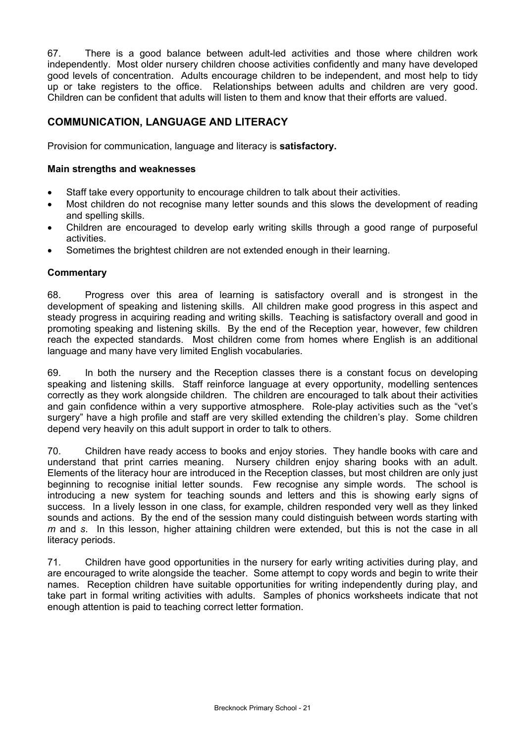67. There is a good balance between adult-led activities and those where children work independently. Most older nursery children choose activities confidently and many have developed good levels of concentration. Adults encourage children to be independent, and most help to tidy up or take registers to the office. Relationships between adults and children are very good. Children can be confident that adults will listen to them and know that their efforts are valued.

## COMMUNICATION, LANGUAGE AND LITERACY

Provision for communication, language and literacy is **satisfactory.**

### Main strengths and weaknesses

- Staff take every opportunity to encourage children to talk about their activities.
- Most children do not recognise many letter sounds and this slows the development of reading and spelling skills.
- Children are encouraged to develop early writing skills through a good range of purposeful activities.
- Sometimes the brightest children are not extended enough in their learning.

### Commentary

68. Progress over this area of learning is satisfactory overall and is strongest in the development of speaking and listening skills. All children make good progress in this aspect and steady progress in acquiring reading and writing skills. Teaching is satisfactory overall and good in promoting speaking and listening skills. By the end of the Reception year, however, few children reach the expected standards. Most children come from homes where English is an additional language and many have very limited English vocabularies.

69. In both the nursery and the Reception classes there is a constant focus on developing speaking and listening skills. Staff reinforce language at every opportunity, modelling sentences correctly as they work alongside children. The children are encouraged to talk about their activities and gain confidence within a very supportive atmosphere. Role-play activities such as the "vet's surgery" have a high profile and staff are very skilled extending the children's play. Some children depend very heavily on this adult support in order to talk to others.

70. Children have ready access to books and enjoy stories. They handle books with care and understand that print carries meaning. Nursery children enjoy sharing books with an adult. Elements of the literacy hour are introduced in the Reception classes, but most children are only just beginning to recognise initial letter sounds. Few recognise any simple words. The school is introducing a new system for teaching sounds and letters and this is showing early signs of success. In a lively lesson in one class, for example, children responded very well as they linked sounds and actions. By the end of the session many could distinguish between words starting with *m* and *s*. In this lesson, higher attaining children were extended, but this is not the case in all literacy periods.

71. Children have good opportunities in the nursery for early writing activities during play, and are encouraged to write alongside the teacher. Some attempt to copy words and begin to write their names. Reception children have suitable opportunities for writing independently during play, and take part in formal writing activities with adults. Samples of phonics worksheets indicate that not enough attention is paid to teaching correct letter formation.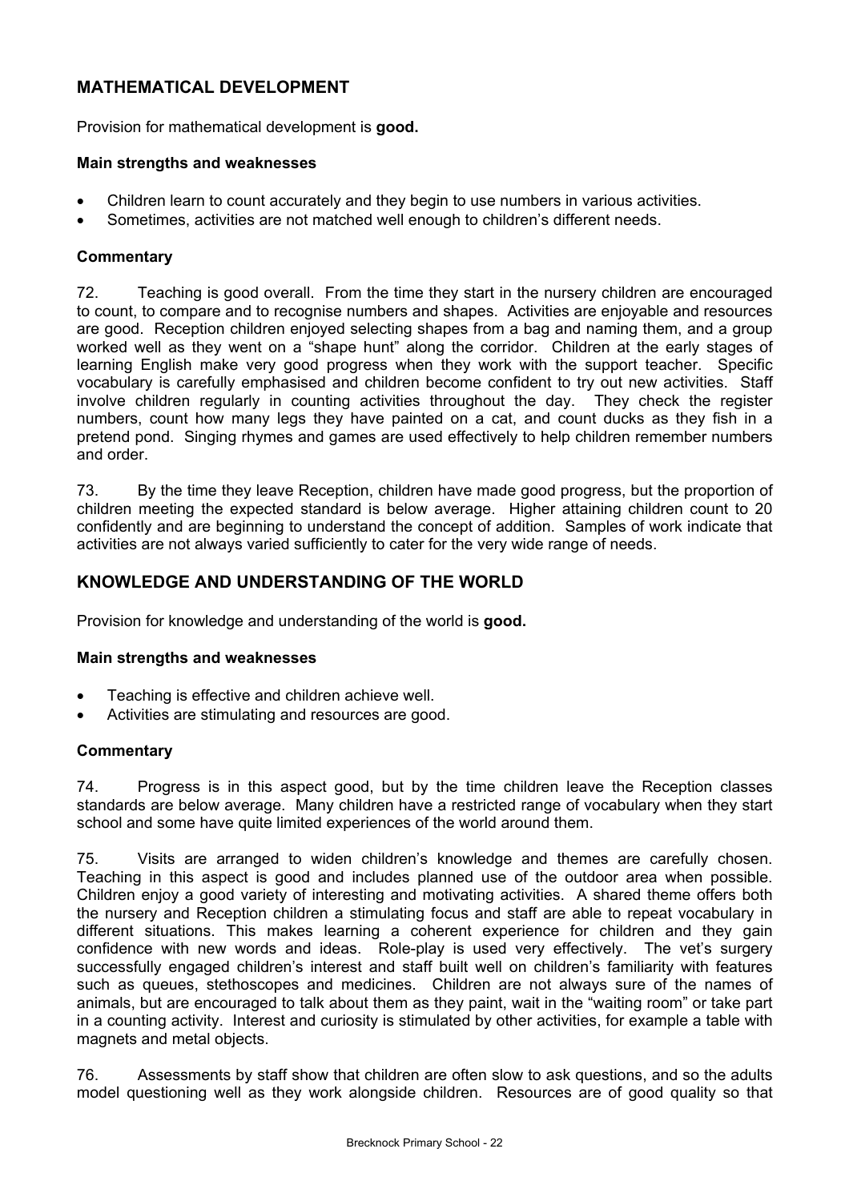## MATHEMATICAL DEVELOPMENT

Provision for mathematical development is **good.**

### Main strengths and weaknesses

- Children learn to count accurately and they begin to use numbers in various activities.
- Sometimes, activities are not matched well enough to children's different needs.

### Commentary

72. Teaching is good overall. From the time they start in the nursery children are encouraged to count, to compare and to recognise numbers and shapes. Activities are enjoyable and resources are good. Reception children enjoyed selecting shapes from a bag and naming them, and a group worked well as they went on a "shape hunt" along the corridor. Children at the early stages of learning English make very good progress when they work with the support teacher. Specific vocabulary is carefully emphasised and children become confident to try out new activities. Staff involve children regularly in counting activities throughout the day. They check the register numbers, count how many legs they have painted on a cat, and count ducks as they fish in a pretend pond. Singing rhymes and games are used effectively to help children remember numbers and order.

73. By the time they leave Reception, children have made good progress, but the proportion of children meeting the expected standard is below average. Higher attaining children count to 20 confidently and are beginning to understand the concept of addition. Samples of work indicate that activities are not always varied sufficiently to cater for the very wide range of needs.

## KNOWLEDGE AND UNDERSTANDING OF THE WORLD

Provision for knowledge and understanding of the world is **good.**

### Main strengths and weaknesses

- Teaching is effective and children achieve well.
- Activities are stimulating and resources are good.

### Commentary

74. Progress is in this aspect good, but by the time children leave the Reception classes standards are below average. Many children have a restricted range of vocabulary when they start school and some have quite limited experiences of the world around them.

75. Visits are arranged to widen children's knowledge and themes are carefully chosen. Teaching in this aspect is good and includes planned use of the outdoor area when possible. Children enjoy a good variety of interesting and motivating activities. A shared theme offers both the nursery and Reception children a stimulating focus and staff are able to repeat vocabulary in different situations. This makes learning a coherent experience for children and they gain confidence with new words and ideas. Role-play is used very effectively. The vet's surgery successfully engaged children's interest and staff built well on children's familiarity with features such as queues, stethoscopes and medicines. Children are not always sure of the names of animals, but are encouraged to talk about them as they paint, wait in the "waiting room" or take part in a counting activity. Interest and curiosity is stimulated by other activities, for example a table with magnets and metal objects.

76. Assessments by staff show that children are often slow to ask questions, and so the adults model questioning well as they work alongside children. Resources are of good quality so that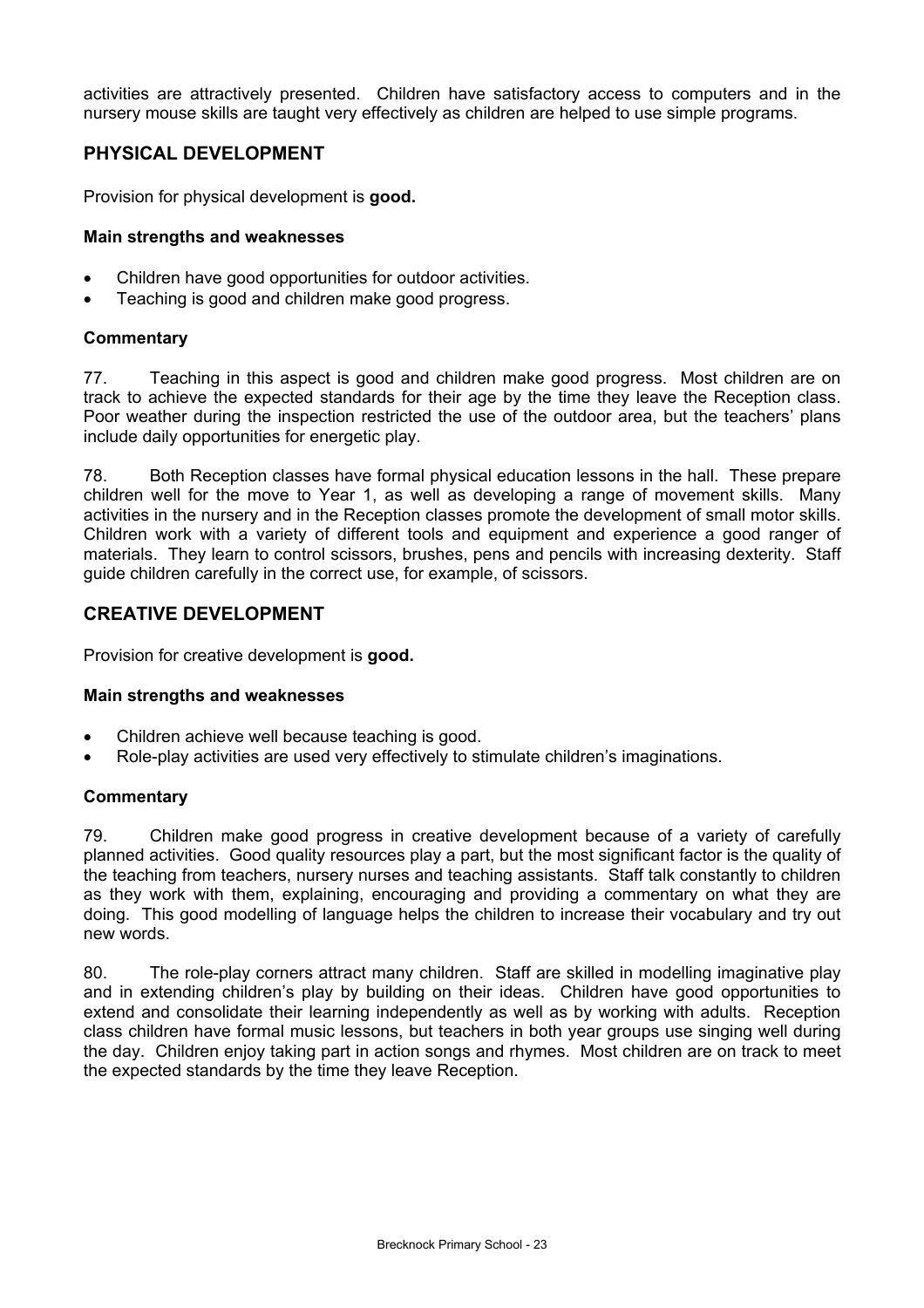activities are attractively presented. Children have satisfactory access to computers and in the nursery mouse skills are taught very effectively as children are helped to use simple programs.

## PHYSICAL DEVELOPMENT

Provision for physical development is **good.**

#### Main strengths and weaknesses

- Children have good opportunities for outdoor activities.
- Teaching is good and children make good progress.

#### Commentary

77. Teaching in this aspect is good and children make good progress. Most children are on track to achieve the expected standards for their age by the time they leave the Reception class. Poor weather during the inspection restricted the use of the outdoor area, but the teachers' plans include daily opportunities for energetic play.

78. Both Reception classes have formal physical education lessons in the hall. These prepare children well for the move to Year 1, as well as developing a range of movement skills. Many activities in the nursery and in the Reception classes promote the development of small motor skills. Children work with a variety of different tools and equipment and experience a good ranger of materials. They learn to control scissors, brushes, pens and pencils with increasing dexterity. Staff guide children carefully in the correct use, for example, of scissors.

## CREATIVE DEVELOPMENT

Provision for creative development is **good.**

#### Main strengths and weaknesses

- Children achieve well because teaching is good.
- Role-play activities are used very effectively to stimulate children's imaginations.

#### Commentary

79. Children make good progress in creative development because of a variety of carefully planned activities. Good quality resources play a part, but the most significant factor is the quality of the teaching from teachers, nursery nurses and teaching assistants. Staff talk constantly to children as they work with them, explaining, encouraging and providing a commentary on what they are doing. This good modelling of language helps the children to increase their vocabulary and try out new words.

80. The role-play corners attract many children. Staff are skilled in modelling imaginative play and in extending children's play by building on their ideas. Children have good opportunities to extend and consolidate their learning independently as well as by working with adults. Reception class children have formal music lessons, but teachers in both year groups use singing well during the day. Children enjoy taking part in action songs and rhymes. Most children are on track to meet the expected standards by the time they leave Reception.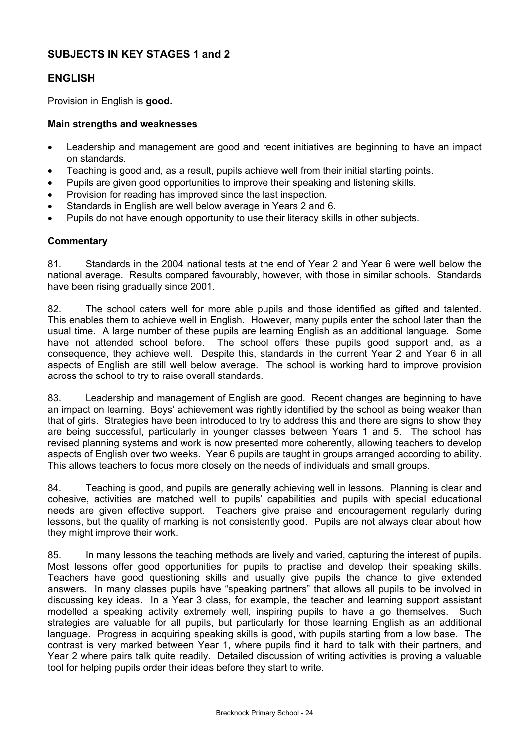## SUBJECTS IN KEY STAGES 1 and 2

## ENGLISH

Provision in English is **good.**

### Main strengths and weaknesses

- Leadership and management are good and recent initiatives are beginning to have an impact on standards.
- Teaching is good and, as a result, pupils achieve well from their initial starting points.
- Pupils are given good opportunities to improve their speaking and listening skills.
- Provision for reading has improved since the last inspection.
- Standards in English are well below average in Years 2 and 6.
- Pupils do not have enough opportunity to use their literacy skills in other subjects.

### Commentary

81. Standards in the 2004 national tests at the end of Year 2 and Year 6 were well below the national average. Results compared favourably, however, with those in similar schools. Standards have been rising gradually since 2001.

82. The school caters well for more able pupils and those identified as gifted and talented. This enables them to achieve well in English. However, many pupils enter the school later than the usual time. A large number of these pupils are learning English as an additional language. Some have not attended school before. The school offers these pupils good support and, as a consequence, they achieve well. Despite this, standards in the current Year 2 and Year 6 in all aspects of English are still well below average. The school is working hard to improve provision across the school to try to raise overall standards.

83. Leadership and management of English are good. Recent changes are beginning to have an impact on learning. Boys' achievement was rightly identified by the school as being weaker than that of girls. Strategies have been introduced to try to address this and there are signs to show they are being successful, particularly in younger classes between Years 1 and 5. The school has revised planning systems and work is now presented more coherently, allowing teachers to develop aspects of English over two weeks. Year 6 pupils are taught in groups arranged according to ability. This allows teachers to focus more closely on the needs of individuals and small groups.

84. Teaching is good, and pupils are generally achieving well in lessons. Planning is clear and cohesive, activities are matched well to pupils' capabilities and pupils with special educational needs are given effective support. Teachers give praise and encouragement regularly during lessons, but the quality of marking is not consistently good. Pupils are not always clear about how they might improve their work.

85. In many lessons the teaching methods are lively and varied, capturing the interest of pupils. Most lessons offer good opportunities for pupils to practise and develop their speaking skills. Teachers have good questioning skills and usually give pupils the chance to give extended answers. In many classes pupils have "speaking partners" that allows all pupils to be involved in discussing key ideas. In a Year 3 class, for example, the teacher and learning support assistant modelled a speaking activity extremely well, inspiring pupils to have a go themselves. Such strategies are valuable for all pupils, but particularly for those learning English as an additional language. Progress in acquiring speaking skills is good, with pupils starting from a low base. The contrast is very marked between Year 1, where pupils find it hard to talk with their partners, and Year 2 where pairs talk quite readily. Detailed discussion of writing activities is proving a valuable tool for helping pupils order their ideas before they start to write.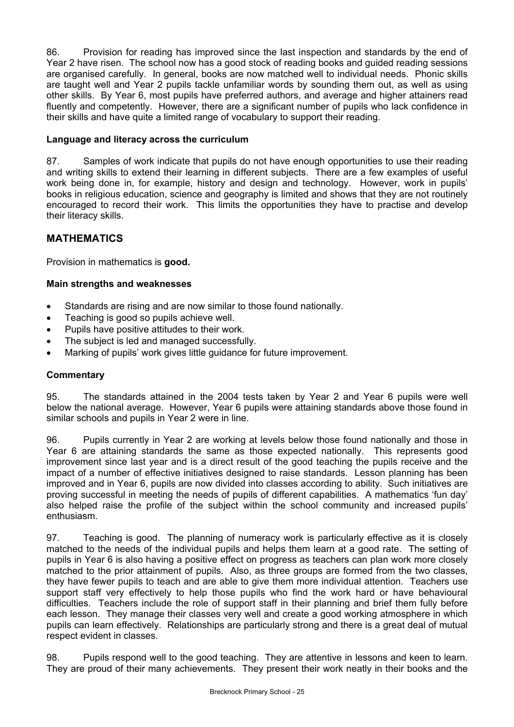86. Provision for reading has improved since the last inspection and standards by the end of Year 2 have risen. The school now has a good stock of reading books and guided reading sessions are organised carefully. In general, books are now matched well to individual needs. Phonic skills are taught well and Year 2 pupils tackle unfamiliar words by sounding them out, as well as using other skills. By Year 6, most pupils have preferred authors, and average and higher attainers read fluently and competently. However, there are a significant number of pupils who lack confidence in their skills and have quite a limited range of vocabulary to support their reading.

### Language and literacy across the curriculum

87. Samples of work indicate that pupils do not have enough opportunities to use their reading and writing skills to extend their learning in different subjects. There are a few examples of useful work being done in, for example, history and design and technology. However, work in pupils' books in religious education, science and geography is limited and shows that they are not routinely encouraged to record their work. This limits the opportunities they have to practise and develop their literacy skills.

## MATHEMATICS

Provision in mathematics is **good.**

### Main strengths and weaknesses

- Standards are rising and are now similar to those found nationally.
- Teaching is good so pupils achieve well.
- Pupils have positive attitudes to their work.
- The subject is led and managed successfully.
- Marking of pupils' work gives little guidance for future improvement.

### Commentary

95. The standards attained in the 2004 tests taken by Year 2 and Year 6 pupils were well below the national average. However, Year 6 pupils were attaining standards above those found in similar schools and pupils in Year 2 were in line.

96. Pupils currently in Year 2 are working at levels below those found nationally and those in Year 6 are attaining standards the same as those expected nationally. This represents good improvement since last year and is a direct result of the good teaching the pupils receive and the impact of a number of effective initiatives designed to raise standards. Lesson planning has been improved and in Year 6, pupils are now divided into classes according to ability. Such initiatives are proving successful in meeting the needs of pupils of different capabilities. A mathematics 'fun day' also helped raise the profile of the subject within the school community and increased pupils' enthusiasm.

97. Teaching is good. The planning of numeracy work is particularly effective as it is closely matched to the needs of the individual pupils and helps them learn at a good rate. The setting of pupils in Year 6 is also having a positive effect on progress as teachers can plan work more closely matched to the prior attainment of pupils. Also, as three groups are formed from the two classes, they have fewer pupils to teach and are able to give them more individual attention. Teachers use support staff very effectively to help those pupils who find the work hard or have behavioural difficulties. Teachers include the role of support staff in their planning and brief them fully before each lesson. They manage their classes very well and create a good working atmosphere in which pupils can learn effectively. Relationships are particularly strong and there is a great deal of mutual respect evident in classes.

98. Pupils respond well to the good teaching. They are attentive in lessons and keen to learn. They are proud of their many achievements. They present their work neatly in their books and the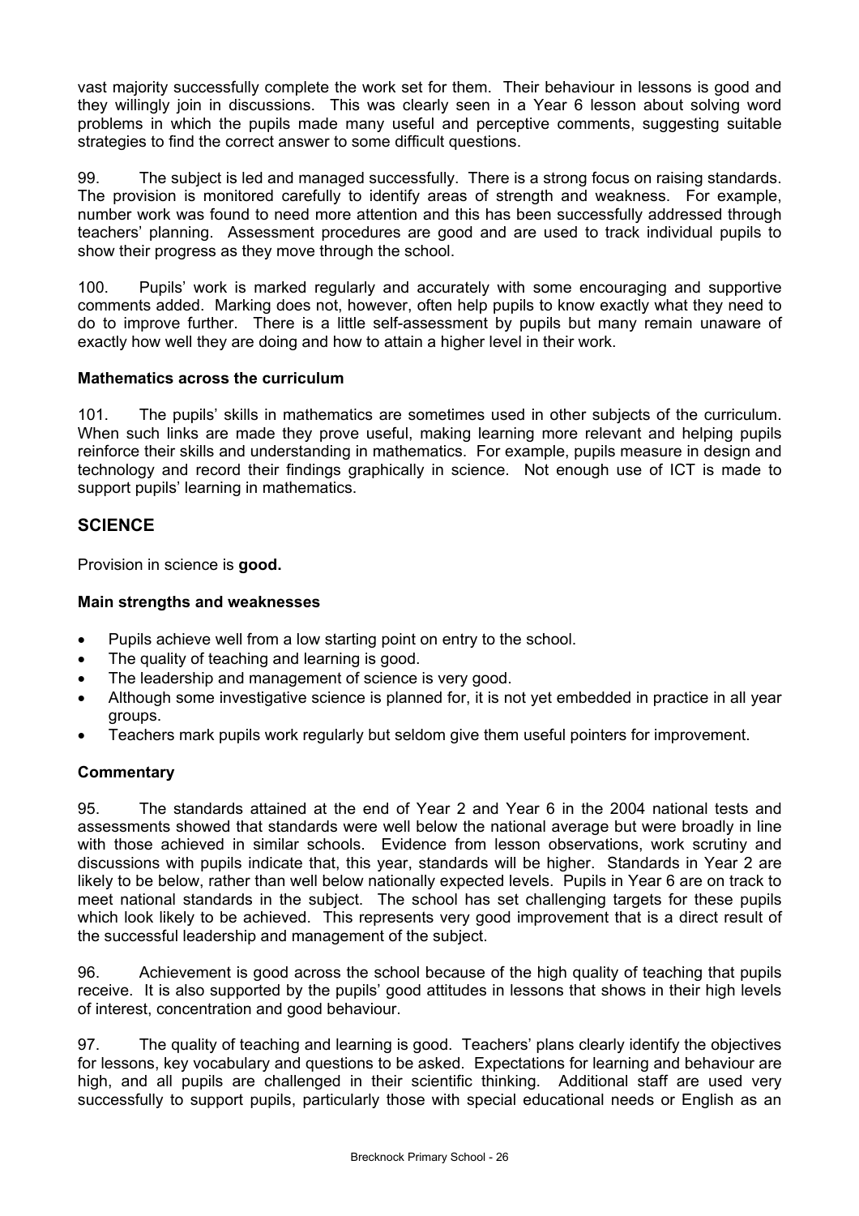vast majority successfully complete the work set for them. Their behaviour in lessons is good and they willingly join in discussions. This was clearly seen in a Year 6 lesson about solving word problems in which the pupils made many useful and perceptive comments, suggesting suitable strategies to find the correct answer to some difficult questions.

99. The subject is led and managed successfully. There is a strong focus on raising standards. The provision is monitored carefully to identify areas of strength and weakness. For example, number work was found to need more attention and this has been successfully addressed through teachers' planning. Assessment procedures are good and are used to track individual pupils to show their progress as they move through the school.

100. Pupils' work is marked regularly and accurately with some encouraging and supportive comments added. Marking does not, however, often help pupils to know exactly what they need to do to improve further. There is a little self-assessment by pupils but many remain unaware of exactly how well they are doing and how to attain a higher level in their work.

### Mathematics across the curriculum

101. The pupils' skills in mathematics are sometimes used in other subjects of the curriculum. When such links are made they prove useful, making learning more relevant and helping pupils reinforce their skills and understanding in mathematics. For example, pupils measure in design and technology and record their findings graphically in science. Not enough use of ICT is made to support pupils' learning in mathematics.

## SCIENCE

Provision in science is **good.**

### Main strengths and weaknesses

- Pupils achieve well from a low starting point on entry to the school.
- The quality of teaching and learning is good.
- The leadership and management of science is very good.
- Although some investigative science is planned for, it is not yet embedded in practice in all year groups.
- Teachers mark pupils work regularly but seldom give them useful pointers for improvement.

### Commentary

95. The standards attained at the end of Year 2 and Year 6 in the 2004 national tests and assessments showed that standards were well below the national average but were broadly in line with those achieved in similar schools. Evidence from lesson observations, work scrutiny and discussions with pupils indicate that, this year, standards will be higher. Standards in Year 2 are likely to be below, rather than well below nationally expected levels. Pupils in Year 6 are on track to meet national standards in the subject. The school has set challenging targets for these pupils which look likely to be achieved. This represents very good improvement that is a direct result of the successful leadership and management of the subject.

96. Achievement is good across the school because of the high quality of teaching that pupils receive. It is also supported by the pupils' good attitudes in lessons that shows in their high levels of interest, concentration and good behaviour.

97. The quality of teaching and learning is good. Teachers' plans clearly identify the objectives for lessons, key vocabulary and questions to be asked. Expectations for learning and behaviour are high, and all pupils are challenged in their scientific thinking. Additional staff are used very successfully to support pupils, particularly those with special educational needs or English as an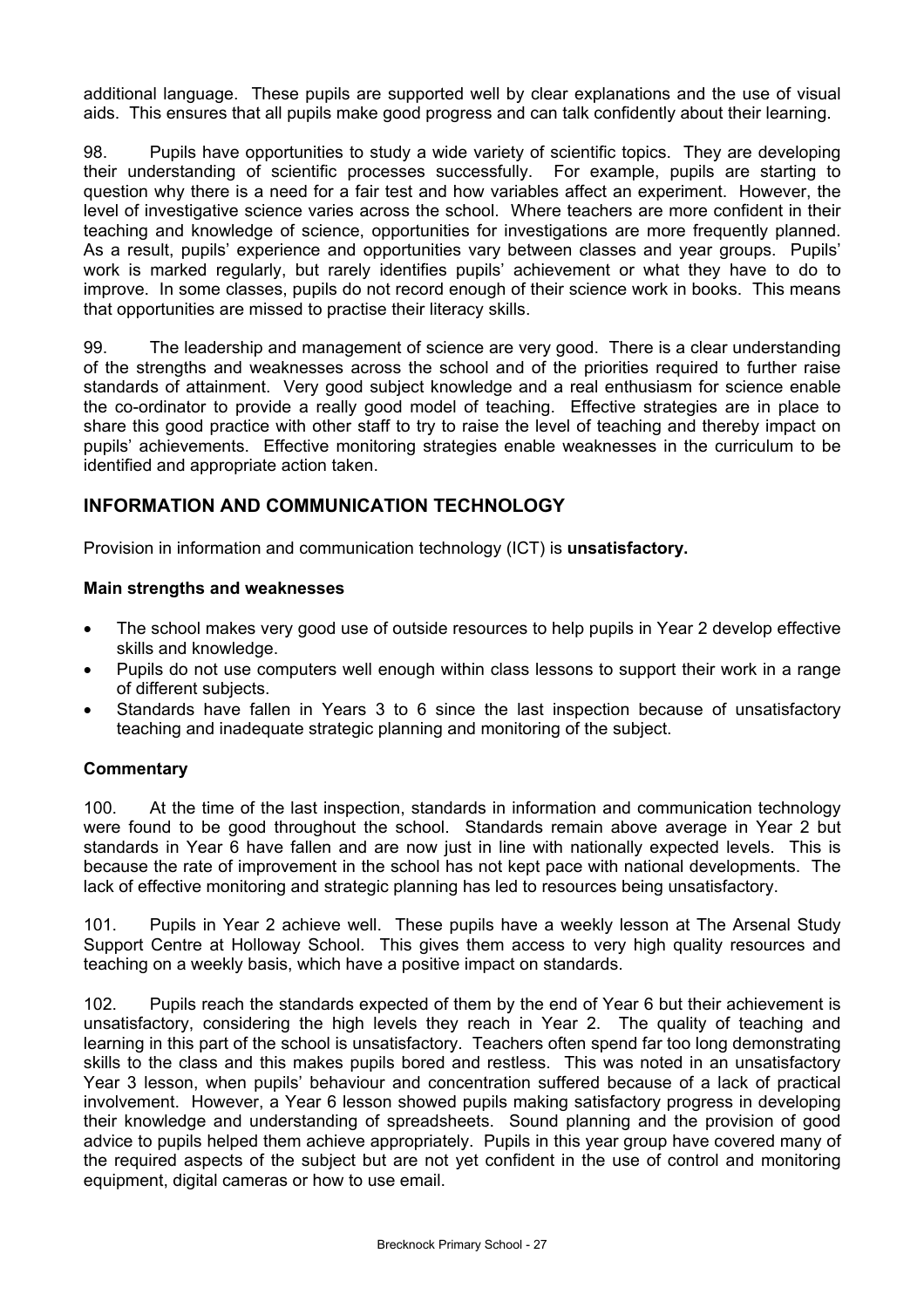additional language. These pupils are supported well by clear explanations and the use of visual aids. This ensures that all pupils make good progress and can talk confidently about their learning.

98. Pupils have opportunities to study a wide variety of scientific topics. They are developing their understanding of scientific processes successfully. For example, pupils are starting to question why there is a need for a fair test and how variables affect an experiment. However, the level of investigative science varies across the school. Where teachers are more confident in their teaching and knowledge of science, opportunities for investigations are more frequently planned. As a result, pupils' experience and opportunities vary between classes and year groups. Pupils' work is marked regularly, but rarely identifies pupils' achievement or what they have to do to improve. In some classes, pupils do not record enough of their science work in books. This means that opportunities are missed to practise their literacy skills.

99. The leadership and management of science are very good. There is a clear understanding of the strengths and weaknesses across the school and of the priorities required to further raise standards of attainment. Very good subject knowledge and a real enthusiasm for science enable the co-ordinator to provide a really good model of teaching. Effective strategies are in place to share this good practice with other staff to try to raise the level of teaching and thereby impact on pupils' achievements. Effective monitoring strategies enable weaknesses in the curriculum to be identified and appropriate action taken.

## INFORMATION AND COMMUNICATION TECHNOLOGY

Provision in information and communication technology (ICT) is **unsatisfactory.**

### Main strengths and weaknesses

- The school makes very good use of outside resources to help pupils in Year 2 develop effective skills and knowledge.
- Pupils do not use computers well enough within class lessons to support their work in a range of different subjects.
- Standards have fallen in Years 3 to 6 since the last inspection because of unsatisfactory teaching and inadequate strategic planning and monitoring of the subject.

### Commentary

100. At the time of the last inspection, standards in information and communication technology were found to be good throughout the school. Standards remain above average in Year 2 but standards in Year 6 have fallen and are now just in line with nationally expected levels. This is because the rate of improvement in the school has not kept pace with national developments. The lack of effective monitoring and strategic planning has led to resources being unsatisfactory.

101. Pupils in Year 2 achieve well. These pupils have a weekly lesson at The Arsenal Study Support Centre at Holloway School. This gives them access to very high quality resources and teaching on a weekly basis, which have a positive impact on standards.

102. Pupils reach the standards expected of them by the end of Year 6 but their achievement is unsatisfactory, considering the high levels they reach in Year 2. The quality of teaching and learning in this part of the school is unsatisfactory. Teachers often spend far too long demonstrating skills to the class and this makes pupils bored and restless. This was noted in an unsatisfactory Year 3 lesson, when pupils' behaviour and concentration suffered because of a lack of practical involvement. However, a Year 6 lesson showed pupils making satisfactory progress in developing their knowledge and understanding of spreadsheets. Sound planning and the provision of good advice to pupils helped them achieve appropriately. Pupils in this year group have covered many of the required aspects of the subject but are not yet confident in the use of control and monitoring equipment, digital cameras or how to use email.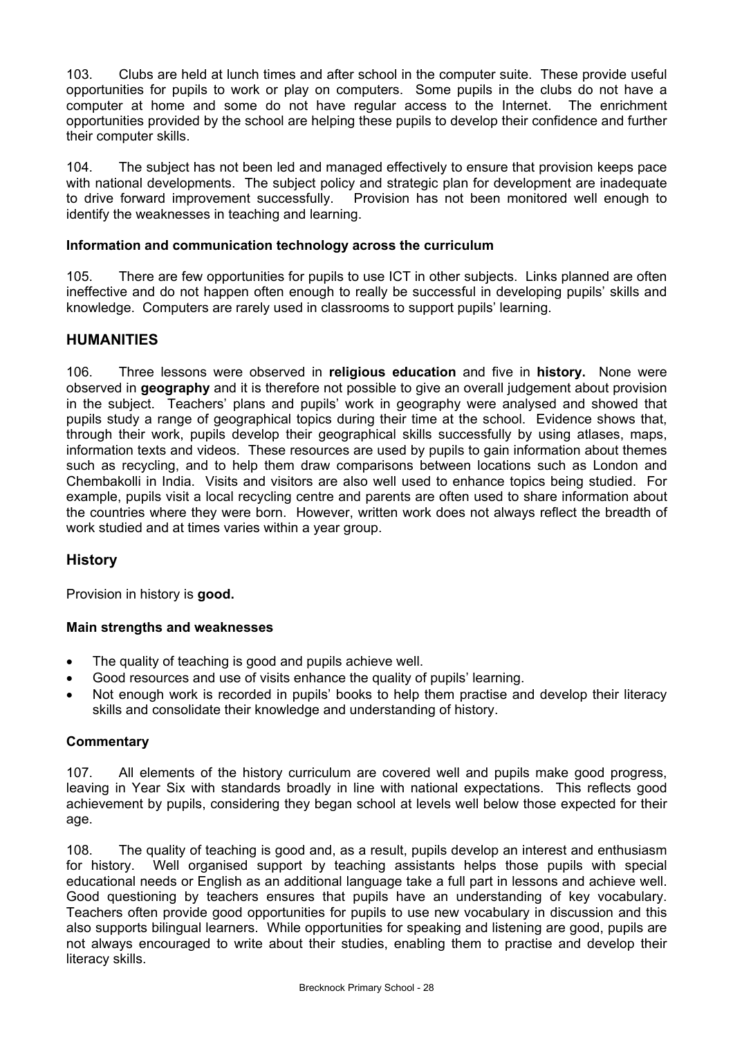103. Clubs are held at lunch times and after school in the computer suite. These provide useful opportunities for pupils to work or play on computers. Some pupils in the clubs do not have a computer at home and some do not have regular access to the Internet. The enrichment opportunities provided by the school are helping these pupils to develop their confidence and further their computer skills.

104. The subject has not been led and managed effectively to ensure that provision keeps pace with national developments. The subject policy and strategic plan for development are inadequate to drive forward improvement successfully. Provision has not been monitored well enough to identify the weaknesses in teaching and learning.

#### Information and communication technology across the curriculum

105. There are few opportunities for pupils to use ICT in other subjects. Links planned are often ineffective and do not happen often enough to really be successful in developing pupils' skills and knowledge. Computers are rarely used in classrooms to support pupils' learning.

## HUMANITIES

106. Three lessons were observed in **religious education** and five in **history.** None were observed in **geography** and it is therefore not possible to give an overall judgement about provision in the subject. Teachers' plans and pupils' work in geography were analysed and showed that pupils study a range of geographical topics during their time at the school. Evidence shows that, through their work, pupils develop their geographical skills successfully by using atlases, maps, information texts and videos. These resources are used by pupils to gain information about themes such as recycling, and to help them draw comparisons between locations such as London and Chembakolli in India. Visits and visitors are also well used to enhance topics being studied. For example, pupils visit a local recycling centre and parents are often used to share information about the countries where they were born. However, written work does not always reflect the breadth of work studied and at times varies within a year group.

### History

Provision in history is **good.**

#### Main strengths and weaknesses

- The quality of teaching is good and pupils achieve well.
- Good resources and use of visits enhance the quality of pupils' learning.
- Not enough work is recorded in pupils' books to help them practise and develop their literacy skills and consolidate their knowledge and understanding of history.

#### Commentary

107. All elements of the history curriculum are covered well and pupils make good progress, leaving in Year Six with standards broadly in line with national expectations. This reflects good achievement by pupils, considering they began school at levels well below those expected for their age.

108. The quality of teaching is good and, as a result, pupils develop an interest and enthusiasm for history. Well organised support by teaching assistants helps those pupils with special educational needs or English as an additional language take a full part in lessons and achieve well. Good questioning by teachers ensures that pupils have an understanding of key vocabulary. Teachers often provide good opportunities for pupils to use new vocabulary in discussion and this also supports bilingual learners. While opportunities for speaking and listening are good, pupils are not always encouraged to write about their studies, enabling them to practise and develop their literacy skills.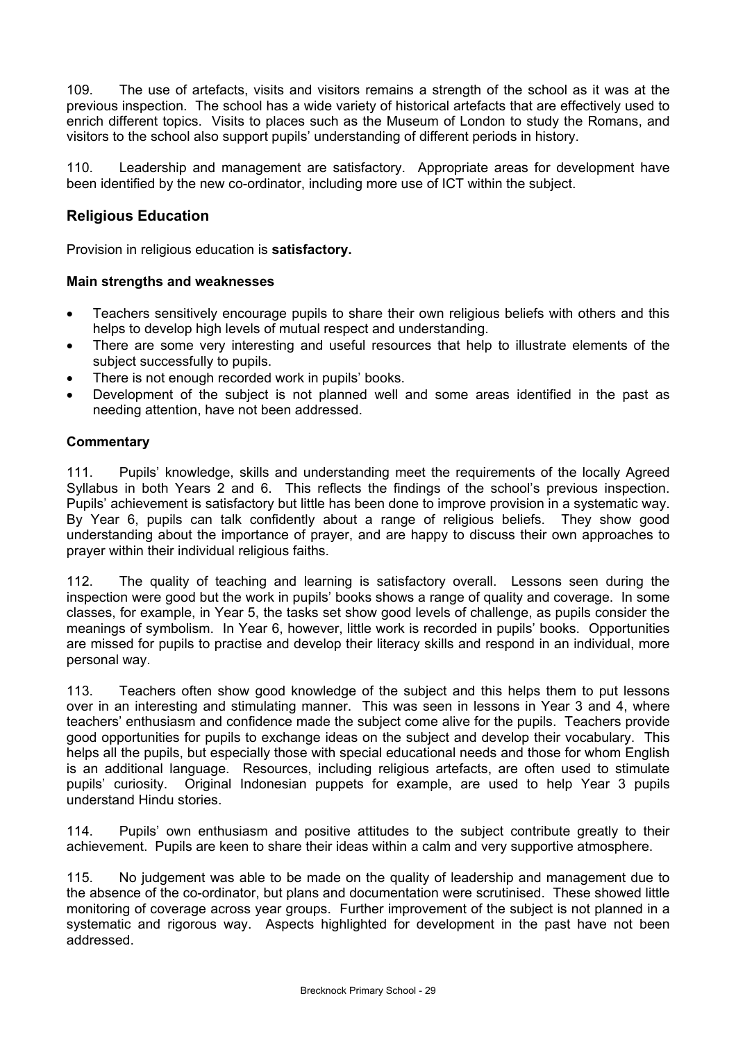109. The use of artefacts, visits and visitors remains a strength of the school as it was at the previous inspection. The school has a wide variety of historical artefacts that are effectively used to enrich different topics. Visits to places such as the Museum of London to study the Romans, and visitors to the school also support pupils' understanding of different periods in history.

110. Leadership and management are satisfactory. Appropriate areas for development have been identified by the new co-ordinator, including more use of ICT within the subject.

## Religious Education

Provision in religious education is **satisfactory.**

### Main strengths and weaknesses

- Teachers sensitively encourage pupils to share their own religious beliefs with others and this helps to develop high levels of mutual respect and understanding.
- There are some very interesting and useful resources that help to illustrate elements of the subject successfully to pupils.
- There is not enough recorded work in pupils' books.
- Development of the subject is not planned well and some areas identified in the past as needing attention, have not been addressed.

### Commentary

111. Pupils' knowledge, skills and understanding meet the requirements of the locally Agreed Syllabus in both Years 2 and 6. This reflects the findings of the school's previous inspection. Pupils' achievement is satisfactory but little has been done to improve provision in a systematic way. By Year 6, pupils can talk confidently about a range of religious beliefs. They show good understanding about the importance of prayer, and are happy to discuss their own approaches to prayer within their individual religious faiths.

112. The quality of teaching and learning is satisfactory overall. Lessons seen during the inspection were good but the work in pupils' books shows a range of quality and coverage. In some classes, for example, in Year 5, the tasks set show good levels of challenge, as pupils consider the meanings of symbolism. In Year 6, however, little work is recorded in pupils' books. Opportunities are missed for pupils to practise and develop their literacy skills and respond in an individual, more personal way.

113. Teachers often show good knowledge of the subject and this helps them to put lessons over in an interesting and stimulating manner. This was seen in lessons in Year 3 and 4, where teachers' enthusiasm and confidence made the subject come alive for the pupils. Teachers provide good opportunities for pupils to exchange ideas on the subject and develop their vocabulary. This helps all the pupils, but especially those with special educational needs and those for whom English is an additional language. Resources, including religious artefacts, are often used to stimulate pupils' curiosity. Original Indonesian puppets for example, are used to help Year 3 pupils understand Hindu stories.

114. Pupils' own enthusiasm and positive attitudes to the subject contribute greatly to their achievement. Pupils are keen to share their ideas within a calm and very supportive atmosphere.

115. No judgement was able to be made on the quality of leadership and management due to the absence of the co-ordinator, but plans and documentation were scrutinised. These showed little monitoring of coverage across year groups. Further improvement of the subject is not planned in a systematic and rigorous way. Aspects highlighted for development in the past have not been addressed.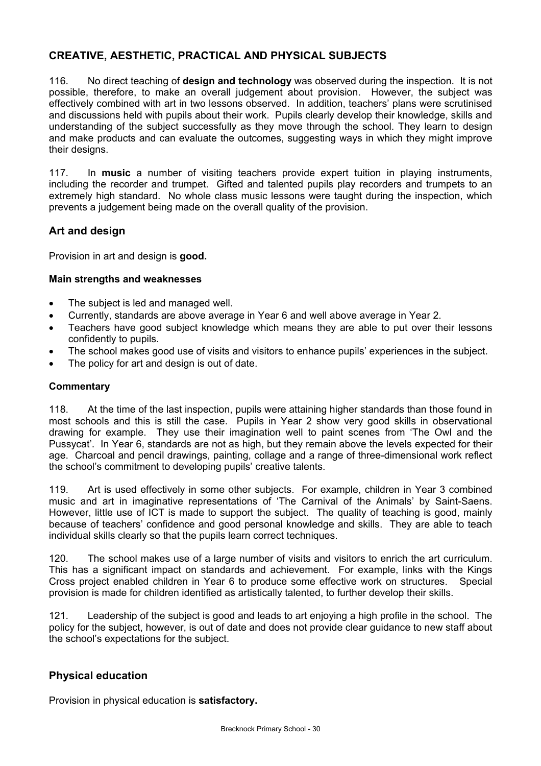## CREATIVE, AESTHETIC, PRACTICAL AND PHYSICAL SUBJECTS

116. No direct teaching of **design and technology** was observed during the inspection. It is not possible, therefore, to make an overall judgement about provision. However, the subject was effectively combined with art in two lessons observed. In addition, teachers' plans were scrutinised and discussions held with pupils about their work. Pupils clearly develop their knowledge, skills and understanding of the subject successfully as they move through the school. They learn to design and make products and can evaluate the outcomes, suggesting ways in which they might improve their designs.

117. In **music** a number of visiting teachers provide expert tuition in playing instruments, including the recorder and trumpet. Gifted and talented pupils play recorders and trumpets to an extremely high standard. No whole class music lessons were taught during the inspection, which prevents a judgement being made on the overall quality of the provision.

### Art and design

Provision in art and design is **good.**

#### Main strengths and weaknesses

- The subject is led and managed well.
- Currently, standards are above average in Year 6 and well above average in Year 2.
- Teachers have good subject knowledge which means they are able to put over their lessons confidently to pupils.
- The school makes good use of visits and visitors to enhance pupils' experiences in the subject.
- The policy for art and design is out of date.

#### Commentary

118. At the time of the last inspection, pupils were attaining higher standards than those found in most schools and this is still the case. Pupils in Year 2 show very good skills in observational drawing for example. They use their imagination well to paint scenes from 'The Owl and the Pussycat'. In Year 6, standards are not as high, but they remain above the levels expected for their age. Charcoal and pencil drawings, painting, collage and a range of three-dimensional work reflect the school's commitment to developing pupils' creative talents.

119. Art is used effectively in some other subjects. For example, children in Year 3 combined music and art in imaginative representations of 'The Carnival of the Animals' by Saint-Saens. However, little use of ICT is made to support the subject. The quality of teaching is good, mainly because of teachers' confidence and good personal knowledge and skills. They are able to teach individual skills clearly so that the pupils learn correct techniques.

120. The school makes use of a large number of visits and visitors to enrich the art curriculum. This has a significant impact on standards and achievement. For example, links with the Kings Cross project enabled children in Year 6 to produce some effective work on structures. Special provision is made for children identified as artistically talented, to further develop their skills.

121. Leadership of the subject is good and leads to art enjoying a high profile in the school. The policy for the subject, however, is out of date and does not provide clear guidance to new staff about the school's expectations for the subject.

### Physical education

Provision in physical education is **satisfactory.**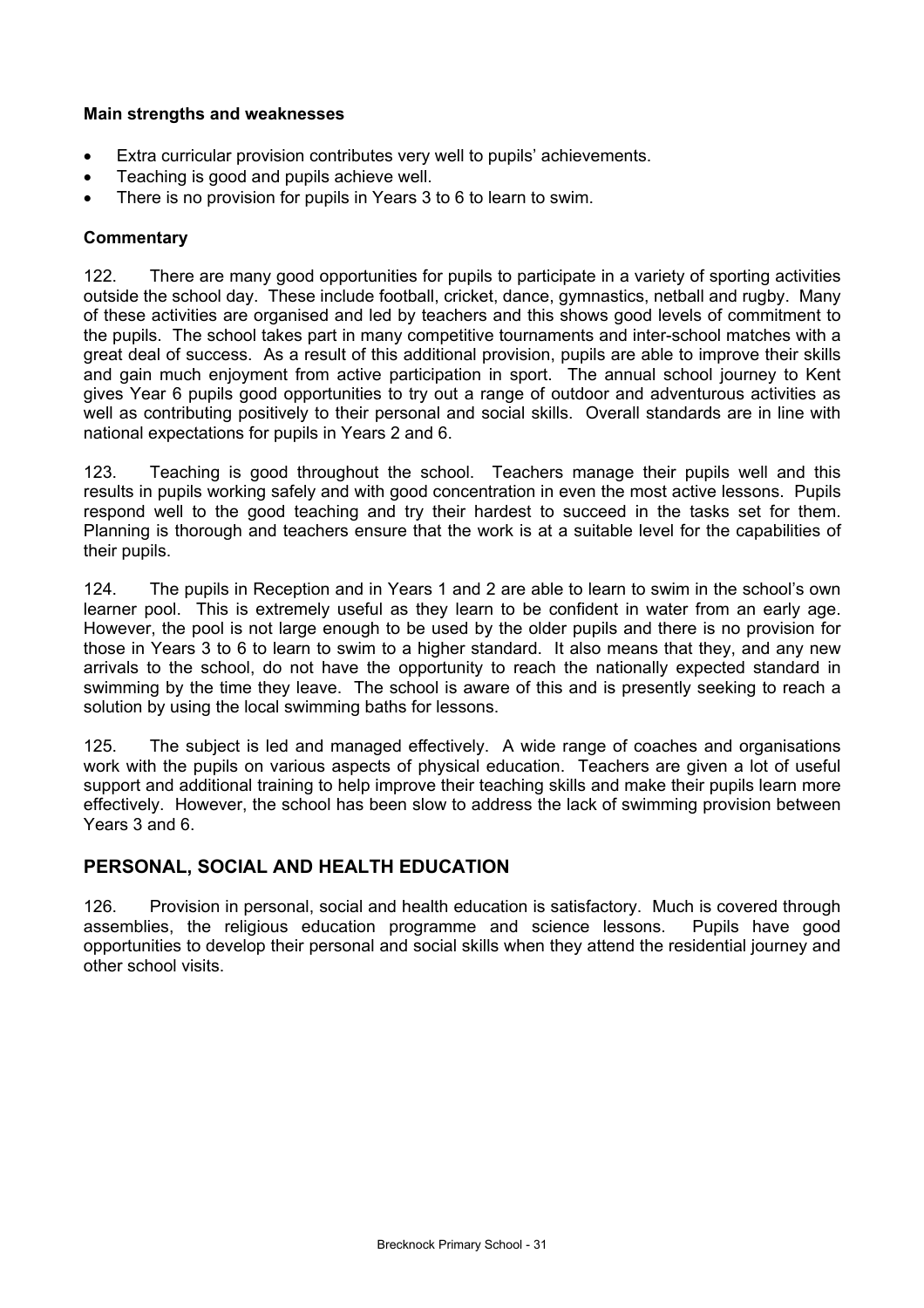**Main strengths and weaknesses**

- Extra curricular provision contributes very well to pupils' achievements.
- Teaching is good and pupils achieve well.
- There is no provision for pupils in Years 3 to 6 to learn to swim.

**Commentary**

122. There are many good opportunities for pupils to participate in a variety of sporting activities outside the school day. These include football, cricket, dance, gymnastics, netball and rugby. Many of these activities are organised and led by teachers and this shows good levels of commitment to the pupils. The school takes part in many competitive tournaments and inter-school matches with a great deal of success. As a result of this additional provision, pupils are able to improve their skills and gain much enjoyment from active participation in sport. The annual school journey to Kent gives Year 6 pupils good opportunities to try out a range of outdoor and adventurous activities as well as contributing positively to their personal and social skills. Overall standards are in line with national expectations for pupils in Years 2 and 6.

123. Teaching is good throughout the school. Teachers manage their pupils well and this results in pupils working safely and with good concentration in even the most active lessons. Pupils respond well to the good teaching and try their hardest to succeed in the tasks set for them. Planning is thorough and teachers ensure that the work is at a suitable level for the capabilities of their pupils.

124. The pupils in Reception and in Years 1 and 2 are able to learn to swim in the school's own learner pool. This is extremely useful as they learn to be confident in water from an early age. However, the pool is not large enough to be used by the older pupils and there is no provision for those in Years 3 to 6 to learn to swim to a higher standard. It also means that they, and any new arrivals to the school, do not have the opportunity to reach the nationally expected standard in swimming by the time they leave. The school is aware of this and is presently seeking to reach a solution by using the local swimming baths for lessons.

125. The subject is led and managed effectively. A wide range of coaches and organisations work with the pupils on various aspects of physical education. Teachers are given a lot of useful support and additional training to help improve their teaching skills and make their pupils learn more effectively. However, the school has been slow to address the lack of swimming provision between Years 3 and 6.

## PERSONAL, SOCIAL AND HEALTH EDUCATION

126. Provision in personal, social and health education is satisfactory. Much is covered through assemblies, the religious education programme and science lessons. Pupils have good opportunities to develop their personal and social skills when they attend the residential journey and other school visits.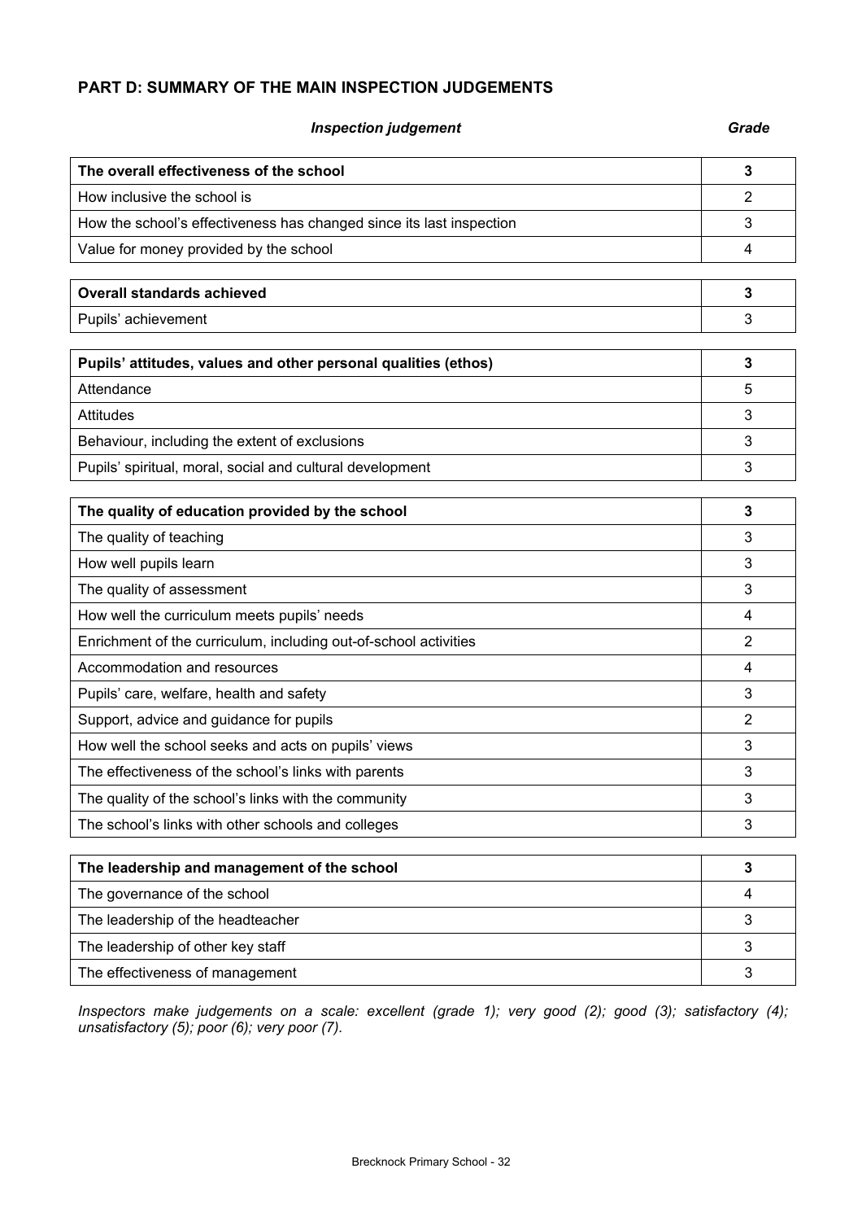## PART D: SUMMARY OF THE MAIN INSPECTION JUDGEMENTS

| *Inspection judgement* | *Grade* |
|---|---|
| **The overall effectiveness of the school** | **3** |
| How inclusive the school is | 2 |
| How the school's effectiveness has changed since its last inspection | 3 |
| Value for money provided by the school | 4 |
| **Overall standards achieved** | **3** |
| Pupils' achievement | 3 |
| **Pupils' attitudes, values and other personal qualities (ethos)** | **3** |
| Attendance | 5 |
| Attitudes | 3 |
| Behaviour, including the extent of exclusions | 3 |
| Pupils' spiritual, moral, social and cultural development | 3 |
| **The quality of education provided by the school** | **3** |
| The quality of teaching | 3 |
| How well pupils learn | 3 |
| The quality of assessment | 3 |
| How well the curriculum meets pupils' needs | 4 |
| Enrichment of the curriculum, including out-of-school activities | 2 |
| Accommodation and resources | 4 |
| Pupils' care, welfare, health and safety | 3 |
| Support, advice and guidance for pupils | 2 |
| How well the school seeks and acts on pupils' views | 3 |
| The effectiveness of the school's links with parents | 3 |
| The quality of the school's links with the community | 3 |
| The school's links with other schools and colleges | 3 |
| **The leadership and management of the school** | **3** |
| The governance of the school | 4 |
| The leadership of the headteacher | 3 |
| The leadership of other key staff | 3 |
| The effectiveness of management | 3 |

*Inspectors make judgements on a scale: excellent (grade 1); very good (2); good (3); satisfactory (4); unsatisfactory (5); poor (6); very poor (7).*